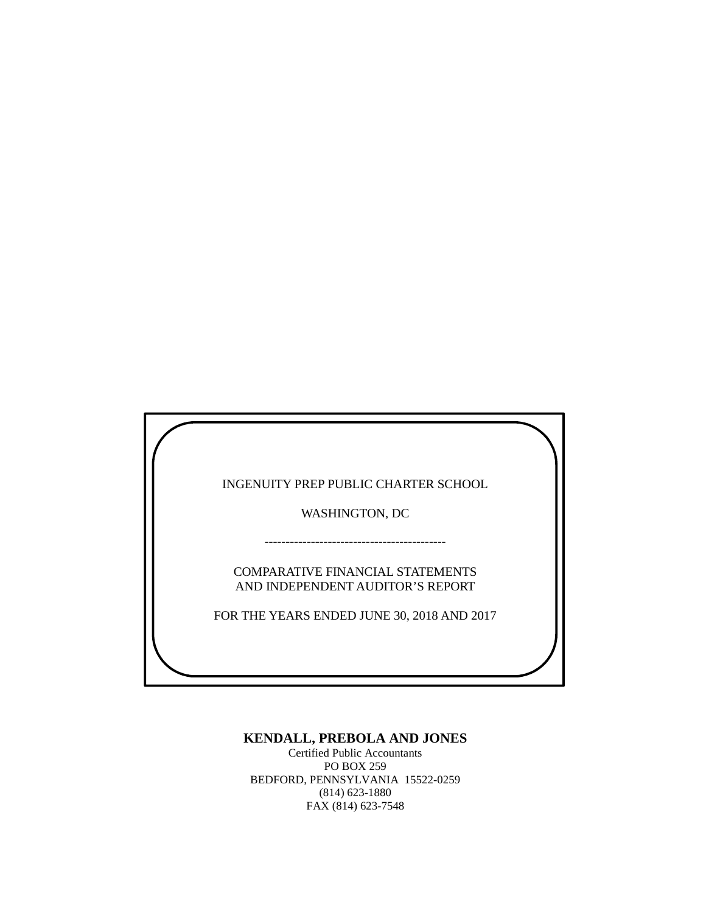INGENUITY PREP PUBLIC CHARTER SCHOOL

WASHINGTON, DC

-------------------------------------------

COMPARATIVE FINANCIAL STATEMENTS
AND INDEPENDENT AUDITOR'S REPORT

FOR THE YEARS ENDED JUNE 30, 2018 AND 2017

**KENDALL, PREBOLA AND JONES**

Certified Public Accountants
PO BOX 259
BEDFORD, PENNSYLVANIA 15522-0259
(814) 623-1880
FAX (814) 623-7548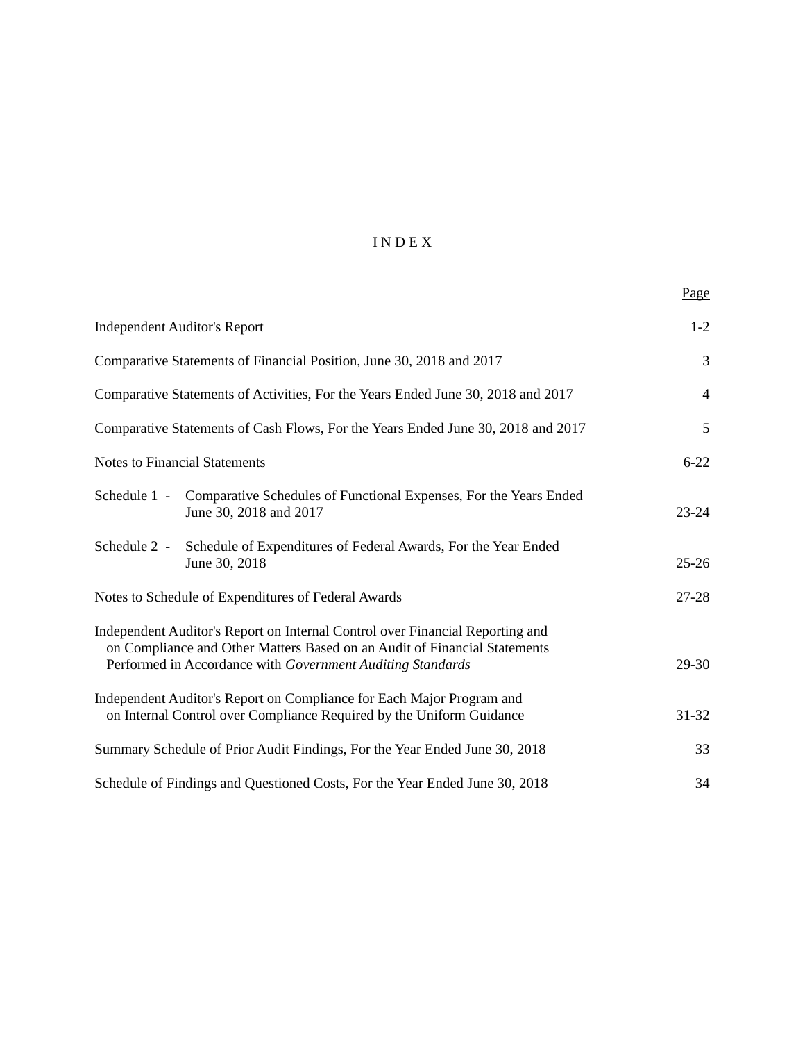# I N D E X

| | Page |
|---|---|
| Independent Auditor's Report | 1-2 |
| Comparative Statements of Financial Position, June 30, 2018 and 2017 | 3 |
| Comparative Statements of Activities, For the Years Ended June 30, 2018 and 2017 | 4 |
| Comparative Statements of Cash Flows, For the Years Ended June 30, 2018 and 2017 | 5 |
| Notes to Financial Statements | 6-22 |
| Schedule 1 - Comparative Schedules of Functional Expenses, For the Years Ended June 30, 2018 and 2017 | 23-24 |
| Schedule 2 - Schedule of Expenditures of Federal Awards, For the Year Ended June 30, 2018 | 25-26 |
| Notes to Schedule of Expenditures of Federal Awards | 27-28 |
| Independent Auditor's Report on Internal Control over Financial Reporting and on Compliance and Other Matters Based on an Audit of Financial Statements Performed in Accordance with *Government Auditing Standards* | 29-30 |
| Independent Auditor's Report on Compliance for Each Major Program and on Internal Control over Compliance Required by the Uniform Guidance | 31-32 |
| Summary Schedule of Prior Audit Findings, For the Year Ended June 30, 2018 | 33 |
| Schedule of Findings and Questioned Costs, For the Year Ended June 30, 2018 | 34 |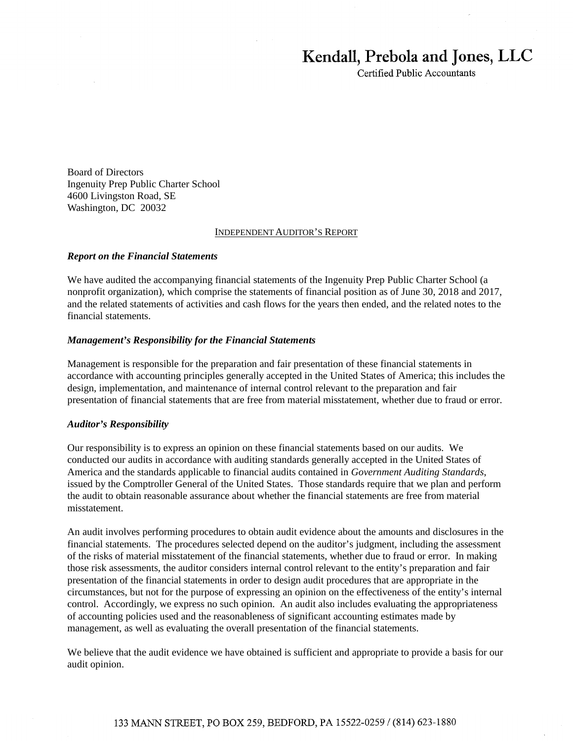# Kendall, Prebola and Jones, LLC

Certified Public Accountants

Board of Directors
Ingenuity Prep Public Charter School
4600 Livingston Road, SE
Washington, DC 20032

INDEPENDENT AUDITOR'S REPORT

***Report on the Financial Statements***

We have audited the accompanying financial statements of the Ingenuity Prep Public Charter School (a nonprofit organization), which comprise the statements of financial position as of June 30, 2018 and 2017, and the related statements of activities and cash flows for the years then ended, and the related notes to the financial statements.

***Management's Responsibility for the Financial Statements***

Management is responsible for the preparation and fair presentation of these financial statements in accordance with accounting principles generally accepted in the United States of America; this includes the design, implementation, and maintenance of internal control relevant to the preparation and fair presentation of financial statements that are free from material misstatement, whether due to fraud or error.

***Auditor's Responsibility***

Our responsibility is to express an opinion on these financial statements based on our audits. We conducted our audits in accordance with auditing standards generally accepted in the United States of America and the standards applicable to financial audits contained in *Government Auditing Standards*, issued by the Comptroller General of the United States. Those standards require that we plan and perform the audit to obtain reasonable assurance about whether the financial statements are free from material misstatement.

An audit involves performing procedures to obtain audit evidence about the amounts and disclosures in the financial statements. The procedures selected depend on the auditor's judgment, including the assessment of the risks of material misstatement of the financial statements, whether due to fraud or error. In making those risk assessments, the auditor considers internal control relevant to the entity's preparation and fair presentation of the financial statements in order to design audit procedures that are appropriate in the circumstances, but not for the purpose of expressing an opinion on the effectiveness of the entity's internal control. Accordingly, we express no such opinion. An audit also includes evaluating the appropriateness of accounting policies used and the reasonableness of significant accounting estimates made by management, as well as evaluating the overall presentation of the financial statements.

We believe that the audit evidence we have obtained is sufficient and appropriate to provide a basis for our audit opinion.

133 MANN STREET, PO BOX 259, BEDFORD, PA 15522-0259 / (814) 623-1880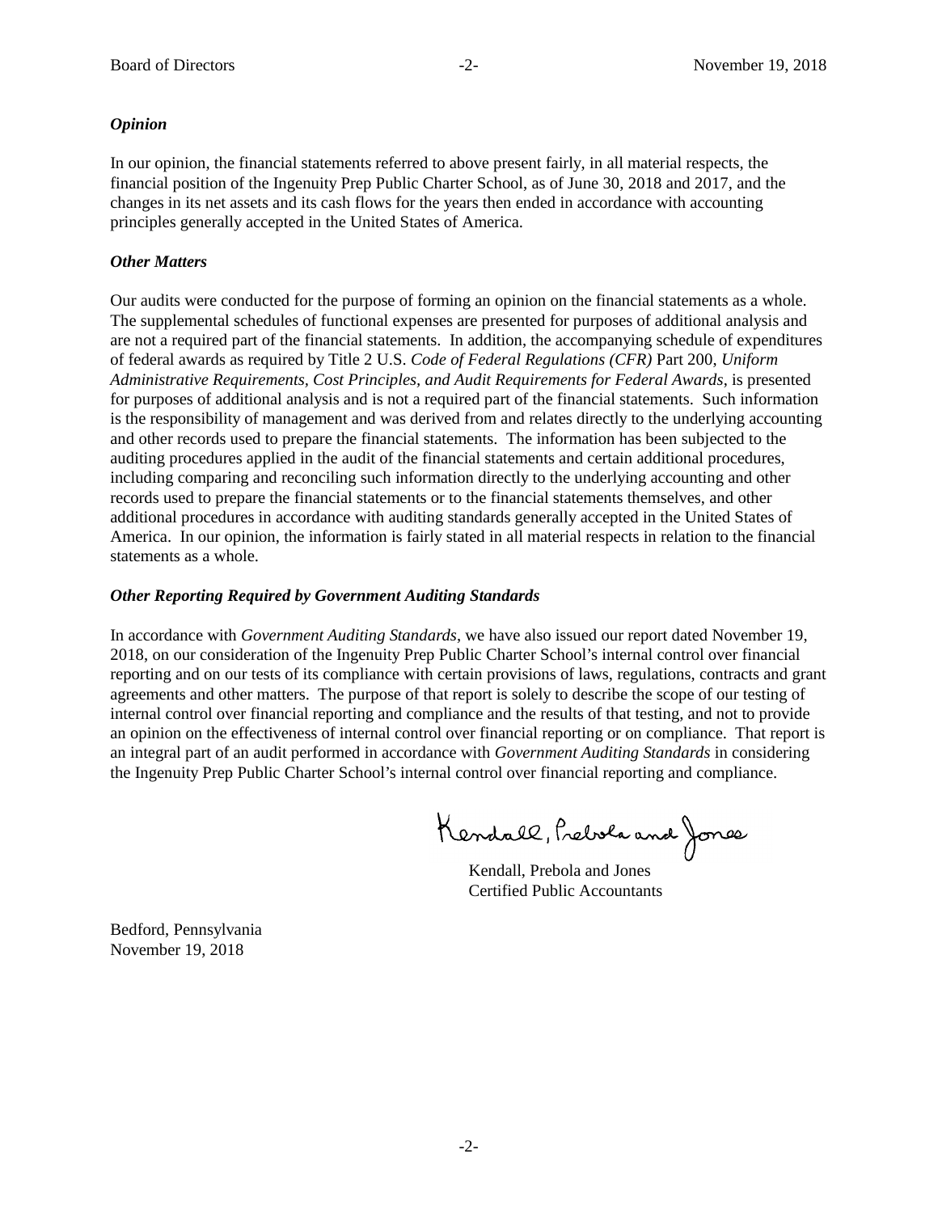***Opinion***

In our opinion, the financial statements referred to above present fairly, in all material respects, the financial position of the Ingenuity Prep Public Charter School, as of June 30, 2018 and 2017, and the changes in its net assets and its cash flows for the years then ended in accordance with accounting principles generally accepted in the United States of America.

***Other Matters***

Our audits were conducted for the purpose of forming an opinion on the financial statements as a whole. The supplemental schedules of functional expenses are presented for purposes of additional analysis and are not a required part of the financial statements. In addition, the accompanying schedule of expenditures of federal awards as required by Title 2 U.S. *Code of Federal Regulations (CFR)* Part 200, *Uniform Administrative Requirements, Cost Principles, and Audit Requirements for Federal Awards*, is presented for purposes of additional analysis and is not a required part of the financial statements. Such information is the responsibility of management and was derived from and relates directly to the underlying accounting and other records used to prepare the financial statements. The information has been subjected to the auditing procedures applied in the audit of the financial statements and certain additional procedures, including comparing and reconciling such information directly to the underlying accounting and other records used to prepare the financial statements or to the financial statements themselves, and other additional procedures in accordance with auditing standards generally accepted in the United States of America. In our opinion, the information is fairly stated in all material respects in relation to the financial statements as a whole.

***Other Reporting Required by Government Auditing Standards***

In accordance with *Government Auditing Standards*, we have also issued our report dated November 19, 2018, on our consideration of the Ingenuity Prep Public Charter School's internal control over financial reporting and on our tests of its compliance with certain provisions of laws, regulations, contracts and grant agreements and other matters. The purpose of that report is solely to describe the scope of our testing of internal control over financial reporting and compliance and the results of that testing, and not to provide an opinion on the effectiveness of internal control over financial reporting or on compliance. That report is an integral part of an audit performed in accordance with *Government Auditing Standards* in considering the Ingenuity Prep Public Charter School's internal control over financial reporting and compliance.

Kendall, Prebola and Jones

Kendall, Prebola and Jones
Certified Public Accountants

Bedford, Pennsylvania
November 19, 2018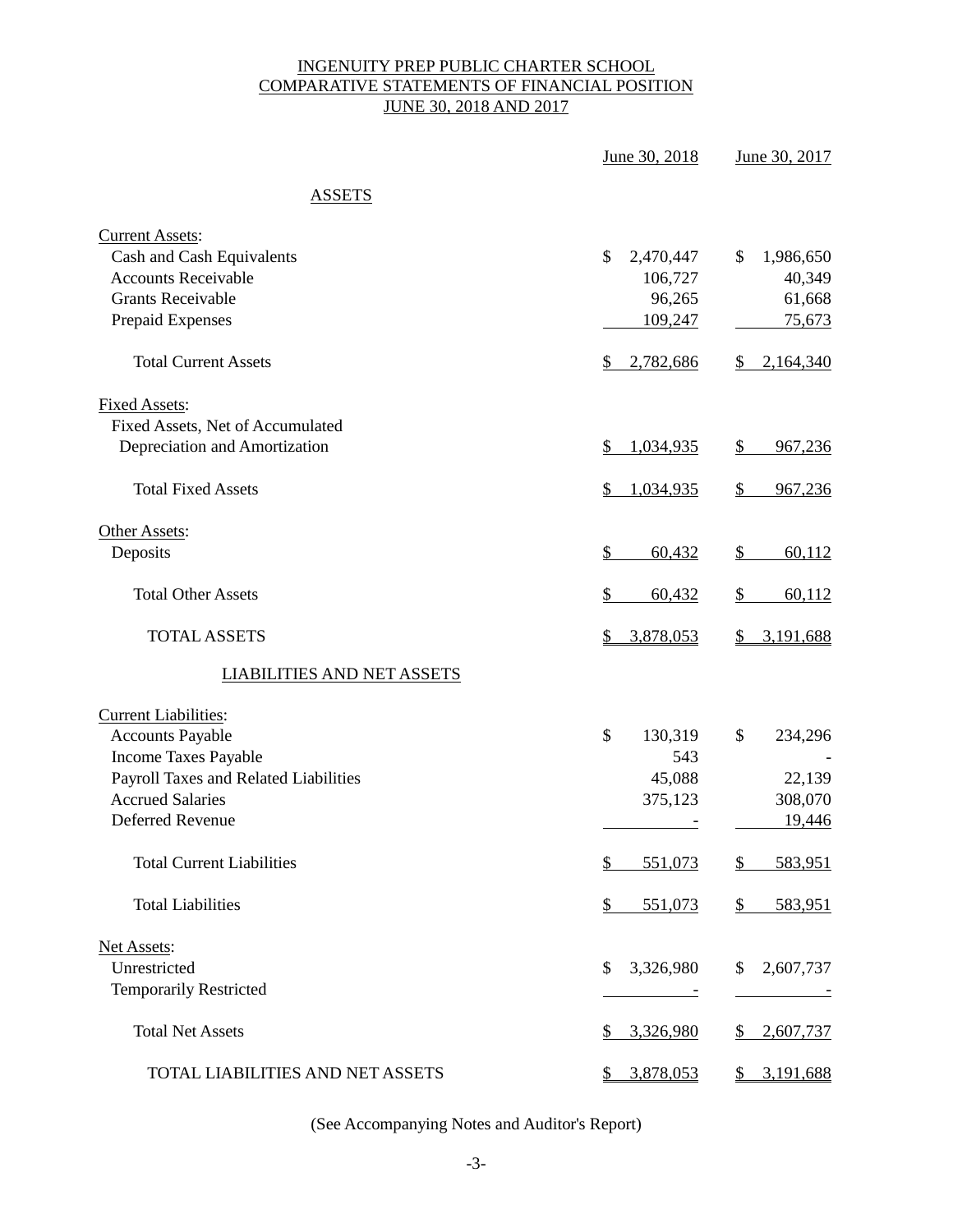# INGENUITY PREP PUBLIC CHARTER SCHOOL
## COMPARATIVE STATEMENTS OF FINANCIAL POSITION
## JUNE 30, 2018 AND 2017

| | June 30, 2018 | June 30, 2017 |
|---|---|---|
| **ASSETS** | | |
| Current Assets: | | |
| Cash and Cash Equivalents | $ 2,470,447 | $ 1,986,650 |
| Accounts Receivable | 106,727 | 40,349 |
| Grants Receivable | 96,265 | 61,668 |
| Prepaid Expenses | 109,247 | 75,673 |
| Total Current Assets | $ 2,782,686 | $ 2,164,340 |
| Fixed Assets: | | |
| Fixed Assets, Net of Accumulated Depreciation and Amortization | $ 1,034,935 | $ 967,236 |
| Total Fixed Assets | $ 1,034,935 | $ 967,236 |
| Other Assets: | | |
| Deposits | $ 60,432 | $ 60,112 |
| Total Other Assets | $ 60,432 | $ 60,112 |
| TOTAL ASSETS | $ 3,878,053 | $ 3,191,688 |
| **LIABILITIES AND NET ASSETS** | | |
| Current Liabilities: | | |
| Accounts Payable | $ 130,319 | $ 234,296 |
| Income Taxes Payable | 543 | - |
| Payroll Taxes and Related Liabilities | 45,088 | 22,139 |
| Accrued Salaries | 375,123 | 308,070 |
| Deferred Revenue | - | 19,446 |
| Total Current Liabilities | $ 551,073 | $ 583,951 |
| Total Liabilities | $ 551,073 | $ 583,951 |
| Net Assets: | | |
| Unrestricted | $ 3,326,980 | $ 2,607,737 |
| Temporarily Restricted | - | - |
| Total Net Assets | $ 3,326,980 | $ 2,607,737 |
| TOTAL LIABILITIES AND NET ASSETS | $ 3,878,053 | $ 3,191,688 |

(See Accompanying Notes and Auditor's Report)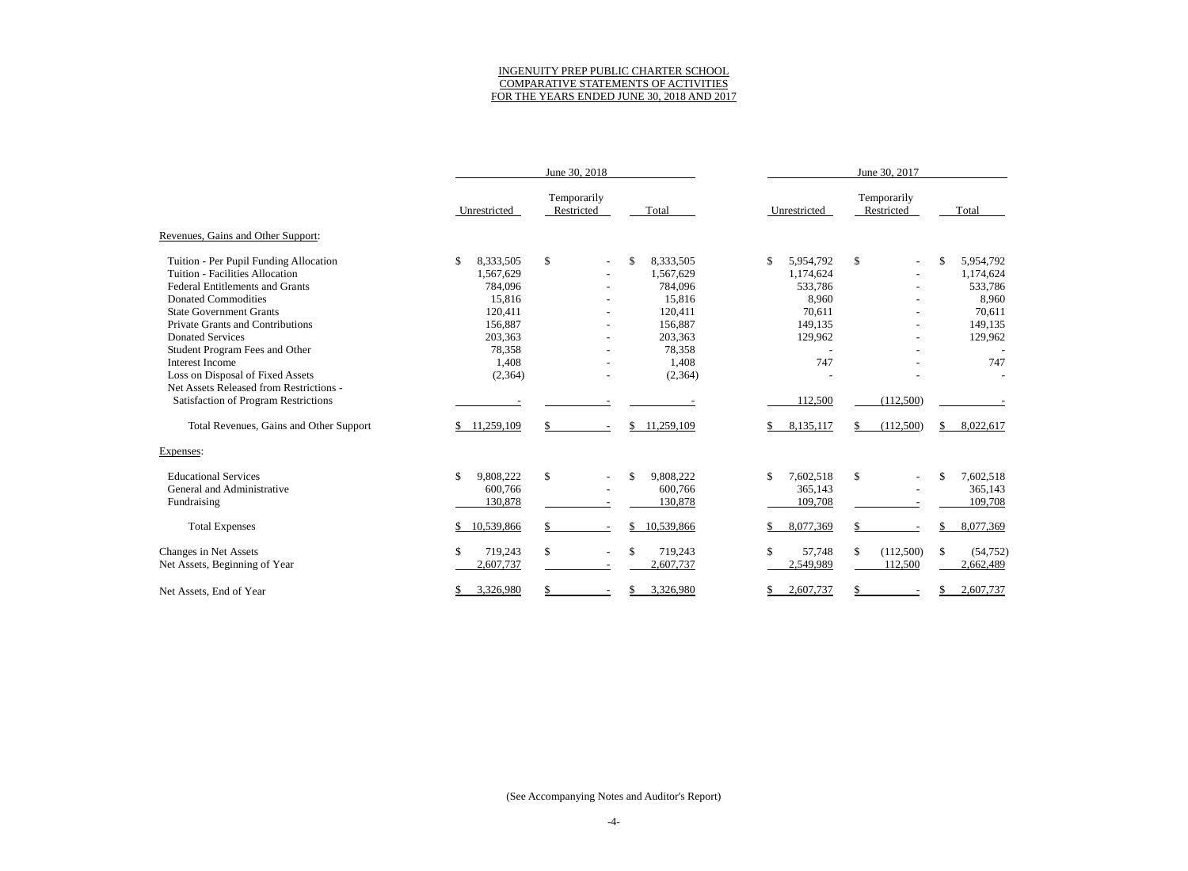INGENUITY PREP PUBLIC CHARTER SCHOOL
COMPARATIVE STATEMENTS OF ACTIVITIES
FOR THE YEARS ENDED JUNE 30, 2018 AND 2017

| | June 30, 2018 | | | June 30, 2017 | | |
|---|---|---|---|---|---|---|
| | Unrestricted | Temporarily Restricted | Total | Unrestricted | Temporarily Restricted | Total |
| Revenues, Gains and Other Support: | | | | | | |
| Tuition - Per Pupil Funding Allocation | $ 8,333,505 | $ - | $ 8,333,505 | $ 5,954,792 | $ - | $ 5,954,792 |
| Tuition - Facilities Allocation | 1,567,629 | - | 1,567,629 | 1,174,624 | - | 1,174,624 |
| Federal Entitlements and Grants | 784,096 | - | 784,096 | 533,786 | - | 533,786 |
| Donated Commodities | 15,816 | - | 15,816 | 8,960 | - | 8,960 |
| State Government Grants | 120,411 | - | 120,411 | 70,611 | - | 70,611 |
| Private Grants and Contributions | 156,887 | - | 156,887 | 149,135 | - | 149,135 |
| Donated Services | 203,363 | - | 203,363 | 129,962 | - | 129,962 |
| Student Program Fees and Other | 78,358 | - | 78,358 | - | - | - |
| Interest Income | 1,408 | - | 1,408 | 747 | - | 747 |
| Loss on Disposal of Fixed Assets | (2,364) | - | (2,364) | - | - | - |
| Net Assets Released from Restrictions - Satisfaction of Program Restrictions | - | - | - | 112,500 | (112,500) | - |
| Total Revenues, Gains and Other Support | $ 11,259,109 | $ - | $ 11,259,109 | $ 8,135,117 | $ (112,500) | $ 8,022,617 |
| Expenses: | | | | | | |
| Educational Services | $ 9,808,222 | $ - | $ 9,808,222 | $ 7,602,518 | $ - | $ 7,602,518 |
| General and Administrative | 600,766 | - | 600,766 | 365,143 | - | 365,143 |
| Fundraising | 130,878 | - | 130,878 | 109,708 | - | 109,708 |
| Total Expenses | $ 10,539,866 | $ - | $ 10,539,866 | $ 8,077,369 | $ - | $ 8,077,369 |
| Changes in Net Assets | $ 719,243 | $ - | $ 719,243 | $ 57,748 | $ (112,500) | $ (54,752) |
| Net Assets, Beginning of Year | 2,607,737 | - | 2,607,737 | 2,549,989 | 112,500 | 2,662,489 |
| Net Assets, End of Year | $ 3,326,980 | $ - | $ 3,326,980 | $ 2,607,737 | $ - | $ 2,607,737 |

(See Accompanying Notes and Auditor's Report)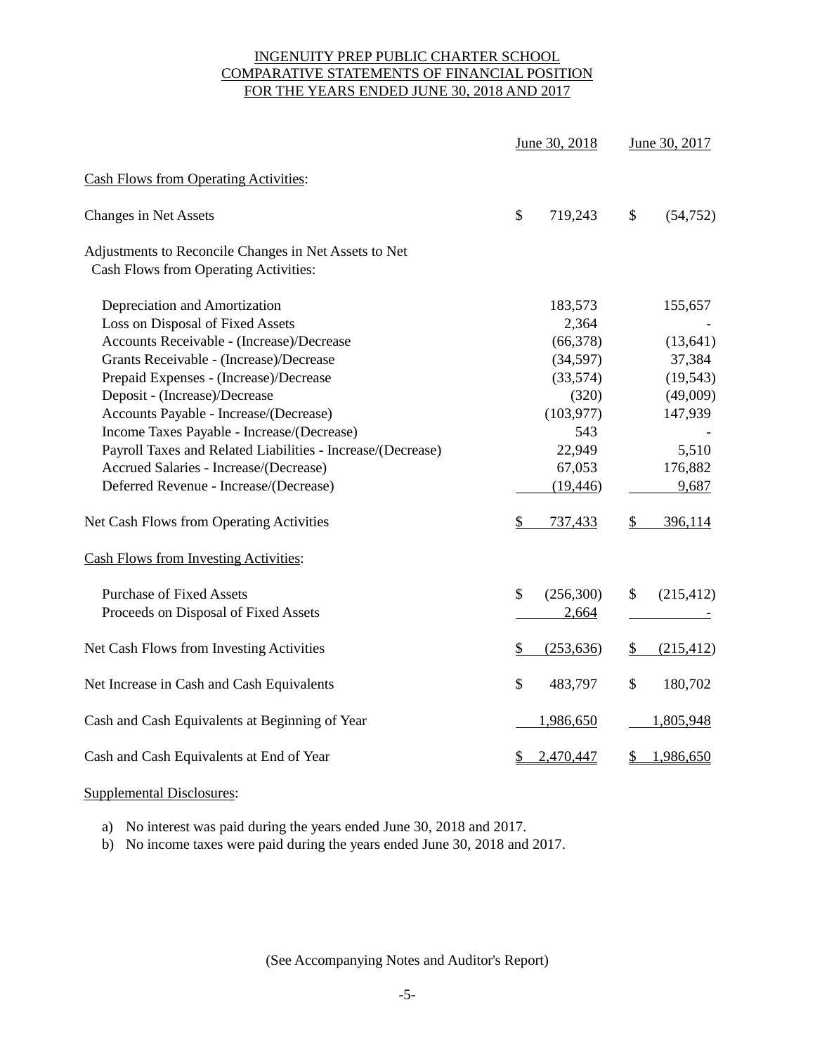# INGENUITY PREP PUBLIC CHARTER SCHOOL
## COMPARATIVE STATEMENTS OF FINANCIAL POSITION
## FOR THE YEARS ENDED JUNE 30, 2018 AND 2017

| | June 30, 2018 | June 30, 2017 |
|---|---|---|
| Cash Flows from Operating Activities: | | |
| Changes in Net Assets | $ 719,243 | $ (54,752) |
| Adjustments to Reconcile Changes in Net Assets to Net Cash Flows from Operating Activities: | | |
| Depreciation and Amortization | 183,573 | 155,657 |
| Loss on Disposal of Fixed Assets | 2,364 | - |
| Accounts Receivable - (Increase)/Decrease | (66,378) | (13,641) |
| Grants Receivable - (Increase)/Decrease | (34,597) | 37,384 |
| Prepaid Expenses - (Increase)/Decrease | (33,574) | (19,543) |
| Deposit - (Increase)/Decrease | (320) | (49,009) |
| Accounts Payable - Increase/(Decrease) | (103,977) | 147,939 |
| Income Taxes Payable - Increase/(Decrease) | 543 | - |
| Payroll Taxes and Related Liabilities - Increase/(Decrease) | 22,949 | 5,510 |
| Accrued Salaries - Increase/(Decrease) | 67,053 | 176,882 |
| Deferred Revenue - Increase/(Decrease) | (19,446) | 9,687 |
| Net Cash Flows from Operating Activities | $ 737,433 | $ 396,114 |
| Cash Flows from Investing Activities: | | |
| Purchase of Fixed Assets | $ (256,300) | $ (215,412) |
| Proceeds on Disposal of Fixed Assets | 2,664 | - |
| Net Cash Flows from Investing Activities | $ (253,636) | $ (215,412) |
| Net Increase in Cash and Cash Equivalents | $ 483,797 | $ 180,702 |
| Cash and Cash Equivalents at Beginning of Year | 1,986,650 | 1,805,948 |
| Cash and Cash Equivalents at End of Year | $ 2,470,447 | $ 1,986,650 |

Supplemental Disclosures:

a) No interest was paid during the years ended June 30, 2018 and 2017.
b) No income taxes were paid during the years ended June 30, 2018 and 2017.

(See Accompanying Notes and Auditor's Report)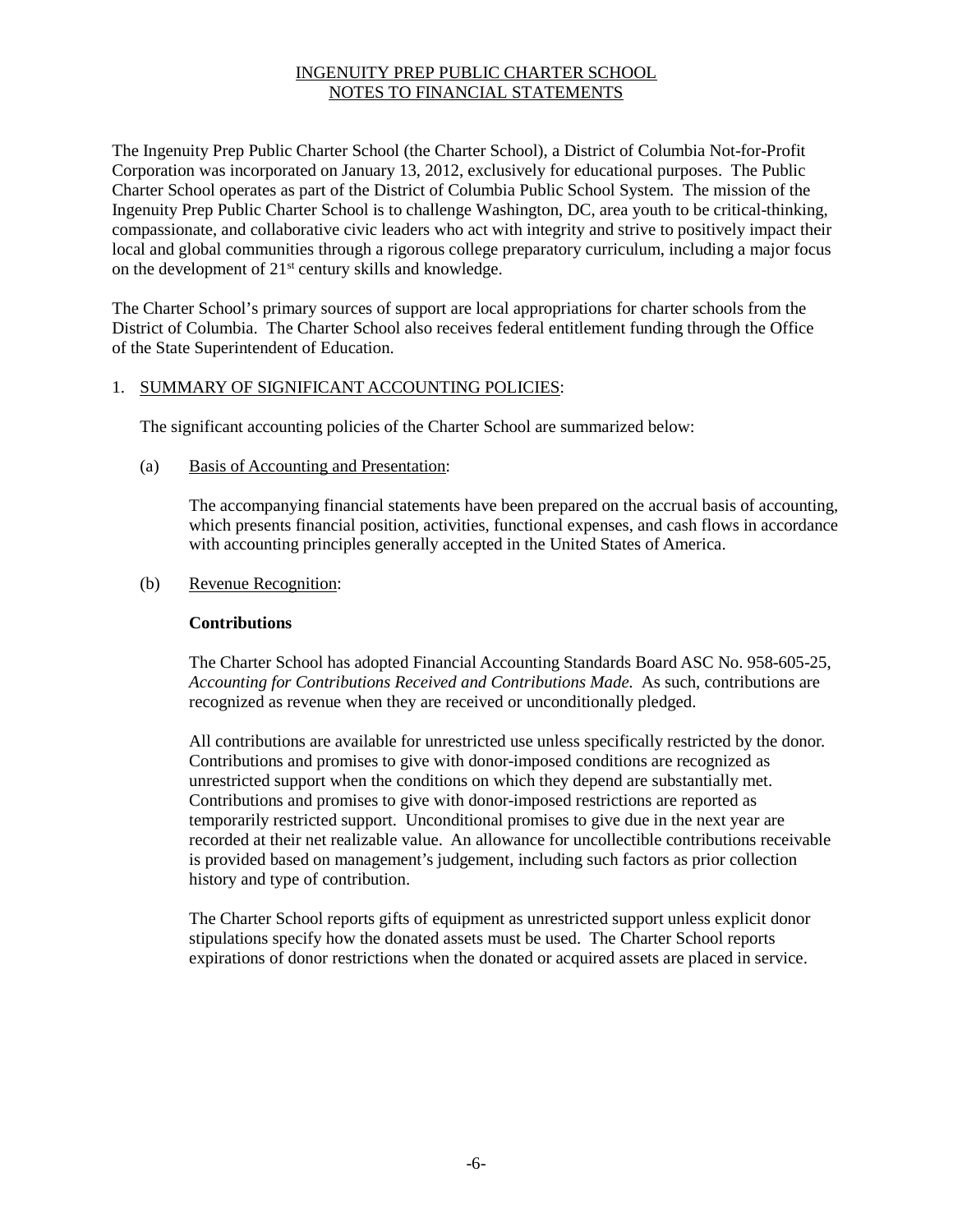# INGENUITY PREP PUBLIC CHARTER SCHOOL
## NOTES TO FINANCIAL STATEMENTS

The Ingenuity Prep Public Charter School (the Charter School), a District of Columbia Not-for-Profit Corporation was incorporated on January 13, 2012, exclusively for educational purposes. The Public Charter School operates as part of the District of Columbia Public School System. The mission of the Ingenuity Prep Public Charter School is to challenge Washington, DC, area youth to be critical-thinking, compassionate, and collaborative civic leaders who act with integrity and strive to positively impact their local and global communities through a rigorous college preparatory curriculum, including a major focus on the development of 21st century skills and knowledge.

The Charter School's primary sources of support are local appropriations for charter schools from the District of Columbia. The Charter School also receives federal entitlement funding through the Office of the State Superintendent of Education.

1. SUMMARY OF SIGNIFICANT ACCOUNTING POLICIES:

   The significant accounting policies of the Charter School are summarized below:

   (a) Basis of Accounting and Presentation:

   The accompanying financial statements have been prepared on the accrual basis of accounting, which presents financial position, activities, functional expenses, and cash flows in accordance with accounting principles generally accepted in the United States of America.

   (b) Revenue Recognition:

   **Contributions**

   The Charter School has adopted Financial Accounting Standards Board ASC No. 958-605-25, *Accounting for Contributions Received and Contributions Made.* As such, contributions are recognized as revenue when they are received or unconditionally pledged.

   All contributions are available for unrestricted use unless specifically restricted by the donor. Contributions and promises to give with donor-imposed conditions are recognized as unrestricted support when the conditions on which they depend are substantially met. Contributions and promises to give with donor-imposed restrictions are reported as temporarily restricted support. Unconditional promises to give due in the next year are recorded at their net realizable value. An allowance for uncollectible contributions receivable is provided based on management's judgement, including such factors as prior collection history and type of contribution.

   The Charter School reports gifts of equipment as unrestricted support unless explicit donor stipulations specify how the donated assets must be used. The Charter School reports expirations of donor restrictions when the donated or acquired assets are placed in service.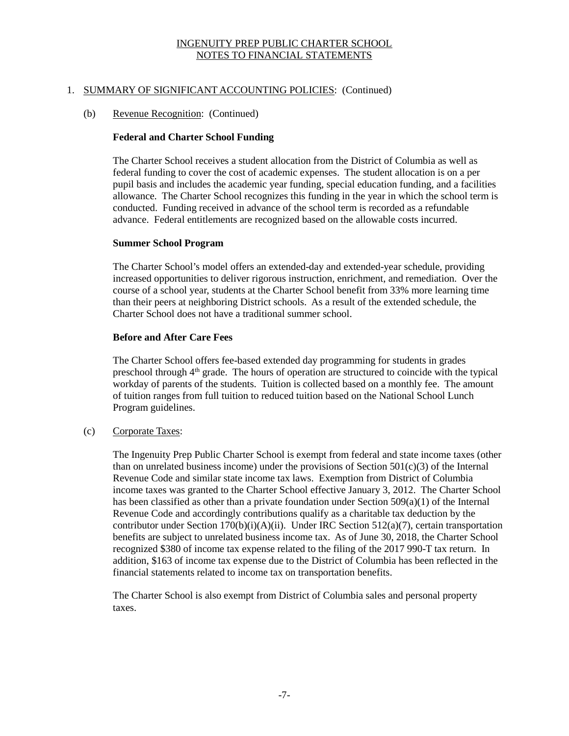INGENUITY PREP PUBLIC CHARTER SCHOOL
NOTES TO FINANCIAL STATEMENTS

1. SUMMARY OF SIGNIFICANT ACCOUNTING POLICIES: (Continued)

(b) Revenue Recognition: (Continued)

**Federal and Charter School Funding**

The Charter School receives a student allocation from the District of Columbia as well as federal funding to cover the cost of academic expenses. The student allocation is on a per pupil basis and includes the academic year funding, special education funding, and a facilities allowance. The Charter School recognizes this funding in the year in which the school term is conducted. Funding received in advance of the school term is recorded as a refundable advance. Federal entitlements are recognized based on the allowable costs incurred.

**Summer School Program**

The Charter School's model offers an extended-day and extended-year schedule, providing increased opportunities to deliver rigorous instruction, enrichment, and remediation. Over the course of a school year, students at the Charter School benefit from 33% more learning time than their peers at neighboring District schools. As a result of the extended schedule, the Charter School does not have a traditional summer school.

**Before and After Care Fees**

The Charter School offers fee-based extended day programming for students in grades preschool through 4th grade. The hours of operation are structured to coincide with the typical workday of parents of the students. Tuition is collected based on a monthly fee. The amount of tuition ranges from full tuition to reduced tuition based on the National School Lunch Program guidelines.

(c) Corporate Taxes:

The Ingenuity Prep Public Charter School is exempt from federal and state income taxes (other than on unrelated business income) under the provisions of Section 501(c)(3) of the Internal Revenue Code and similar state income tax laws. Exemption from District of Columbia income taxes was granted to the Charter School effective January 3, 2012. The Charter School has been classified as other than a private foundation under Section 509(a)(1) of the Internal Revenue Code and accordingly contributions qualify as a charitable tax deduction by the contributor under Section 170(b)(i)(A)(ii). Under IRC Section 512(a)(7), certain transportation benefits are subject to unrelated business income tax. As of June 30, 2018, the Charter School recognized $380 of income tax expense related to the filing of the 2017 990-T tax return. In addition, $163 of income tax expense due to the District of Columbia has been reflected in the financial statements related to income tax on transportation benefits.

The Charter School is also exempt from District of Columbia sales and personal property taxes.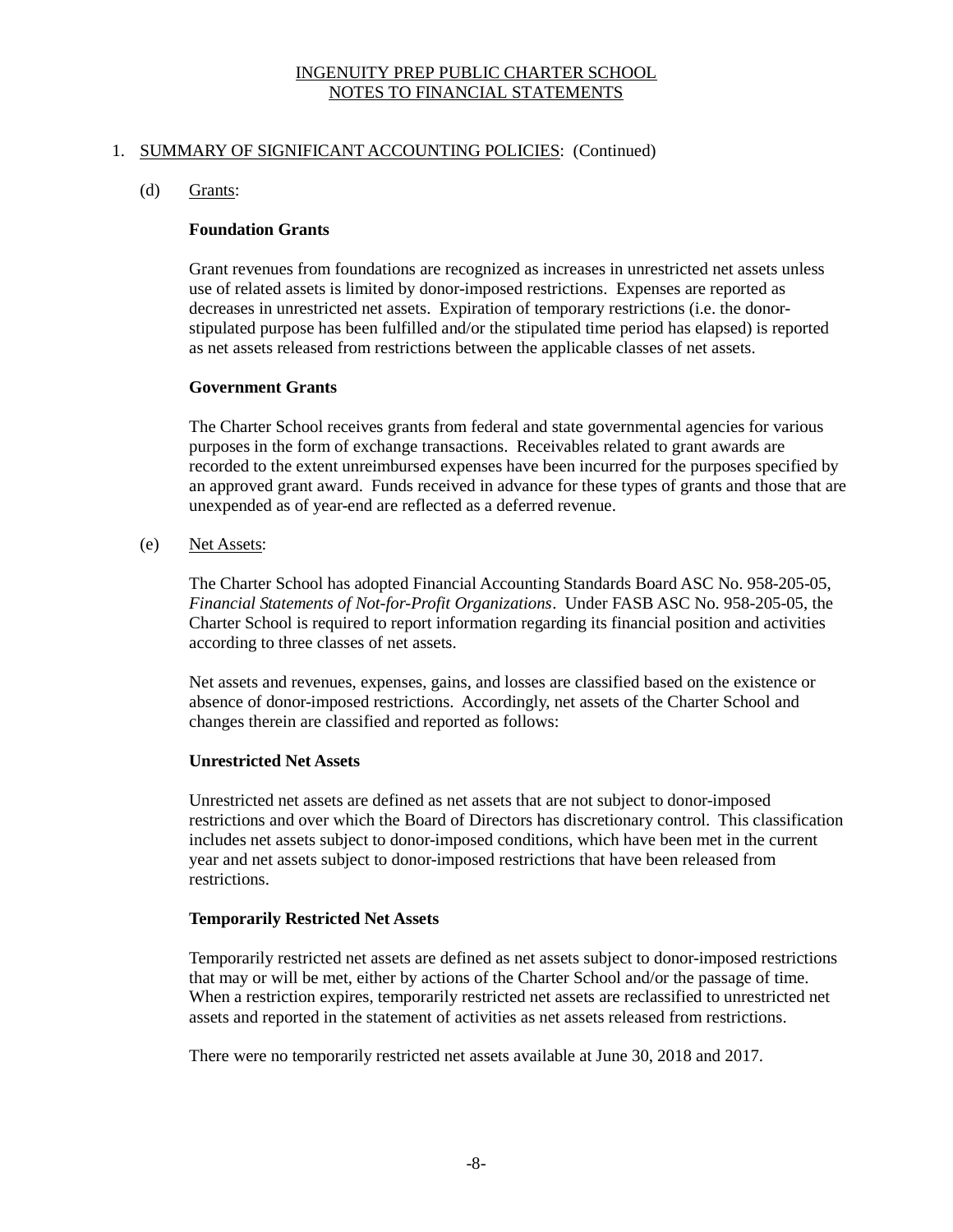## 1. SUMMARY OF SIGNIFICANT ACCOUNTING POLICIES: (Continued)

### (d) Grants:

**Foundation Grants**

Grant revenues from foundations are recognized as increases in unrestricted net assets unless use of related assets is limited by donor-imposed restrictions. Expenses are reported as decreases in unrestricted net assets. Expiration of temporary restrictions (i.e. the donor-stipulated purpose has been fulfilled and/or the stipulated time period has elapsed) is reported as net assets released from restrictions between the applicable classes of net assets.

**Government Grants**

The Charter School receives grants from federal and state governmental agencies for various purposes in the form of exchange transactions. Receivables related to grant awards are recorded to the extent unreimbursed expenses have been incurred for the purposes specified by an approved grant award. Funds received in advance for these types of grants and those that are unexpended as of year-end are reflected as a deferred revenue.

### (e) Net Assets:

The Charter School has adopted Financial Accounting Standards Board ASC No. 958-205-05, *Financial Statements of Not-for-Profit Organizations*. Under FASB ASC No. 958-205-05, the Charter School is required to report information regarding its financial position and activities according to three classes of net assets.

Net assets and revenues, expenses, gains, and losses are classified based on the existence or absence of donor-imposed restrictions. Accordingly, net assets of the Charter School and changes therein are classified and reported as follows:

**Unrestricted Net Assets**

Unrestricted net assets are defined as net assets that are not subject to donor-imposed restrictions and over which the Board of Directors has discretionary control. This classification includes net assets subject to donor-imposed conditions, which have been met in the current year and net assets subject to donor-imposed restrictions that have been released from restrictions.

**Temporarily Restricted Net Assets**

Temporarily restricted net assets are defined as net assets subject to donor-imposed restrictions that may or will be met, either by actions of the Charter School and/or the passage of time. When a restriction expires, temporarily restricted net assets are reclassified to unrestricted net assets and reported in the statement of activities as net assets released from restrictions.

There were no temporarily restricted net assets available at June 30, 2018 and 2017.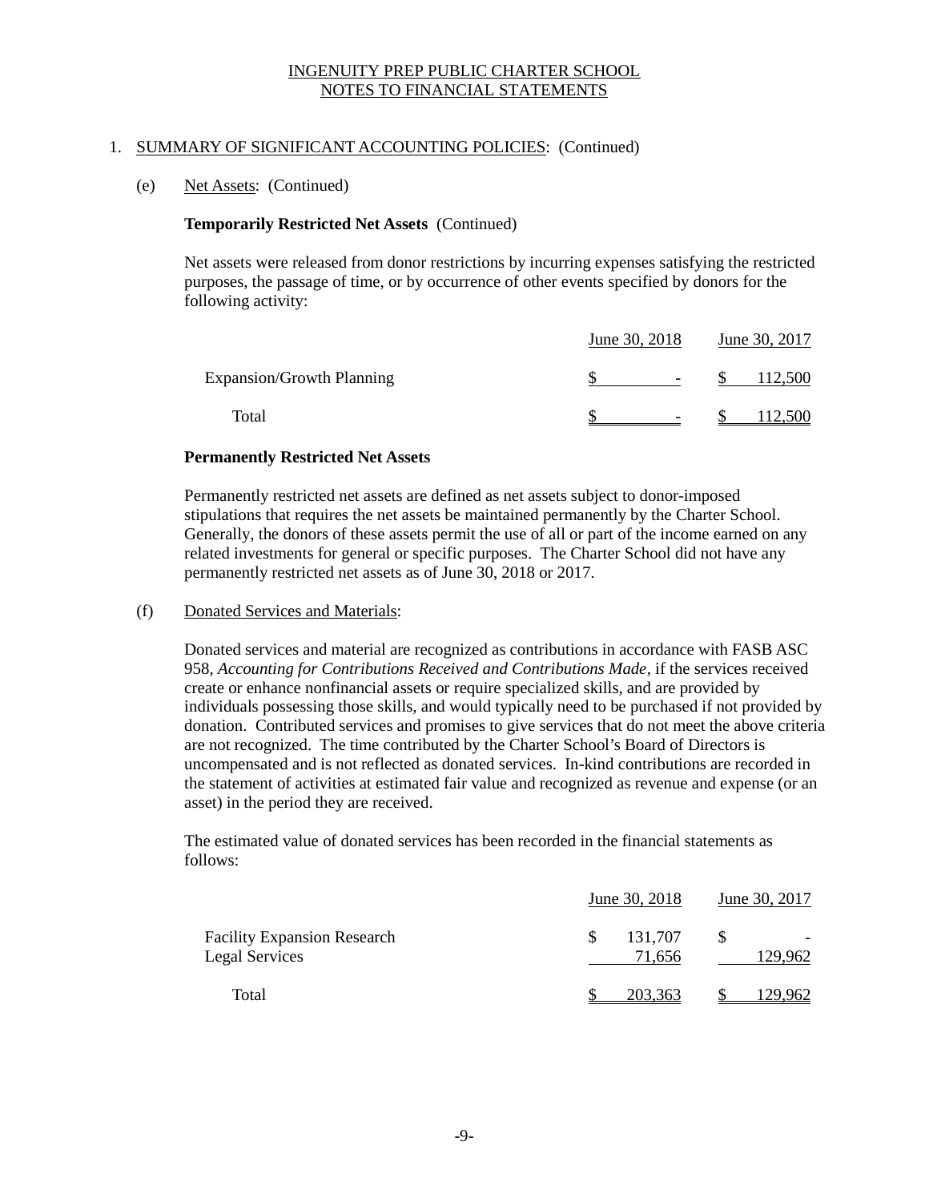INGENUITY PREP PUBLIC CHARTER SCHOOL
NOTES TO FINANCIAL STATEMENTS

1. SUMMARY OF SIGNIFICANT ACCOUNTING POLICIES: (Continued)

   (e) Net Assets: (Continued)

   **Temporarily Restricted Net Assets** (Continued)

   Net assets were released from donor restrictions by incurring expenses satisfying the restricted purposes, the passage of time, or by occurrence of other events specified by donors for the following activity:

| | June 30, 2018 | June 30, 2017 |
|---|---|---|
| Expansion/Growth Planning | $ - | $ 112,500 |
| Total | $ - | $ 112,500 |

   **Permanently Restricted Net Assets**

   Permanently restricted net assets are defined as net assets subject to donor-imposed stipulations that requires the net assets be maintained permanently by the Charter School. Generally, the donors of these assets permit the use of all or part of the income earned on any related investments for general or specific purposes. The Charter School did not have any permanently restricted net assets as of June 30, 2018 or 2017.

   (f) Donated Services and Materials:

   Donated services and material are recognized as contributions in accordance with FASB ASC 958, *Accounting for Contributions Received and Contributions Made*, if the services received create or enhance nonfinancial assets or require specialized skills, and are provided by individuals possessing those skills, and would typically need to be purchased if not provided by donation. Contributed services and promises to give services that do not meet the above criteria are not recognized. The time contributed by the Charter School's Board of Directors is uncompensated and is not reflected as donated services. In-kind contributions are recorded in the statement of activities at estimated fair value and recognized as revenue and expense (or an asset) in the period they are received.

   The estimated value of donated services has been recorded in the financial statements as follows:

| | June 30, 2018 | June 30, 2017 |
|---|---|---|
| Facility Expansion Research | $ 131,707 | $ - |
| Legal Services | 71,656 | 129,962 |
| Total | $ 203,363 | $ 129,962 |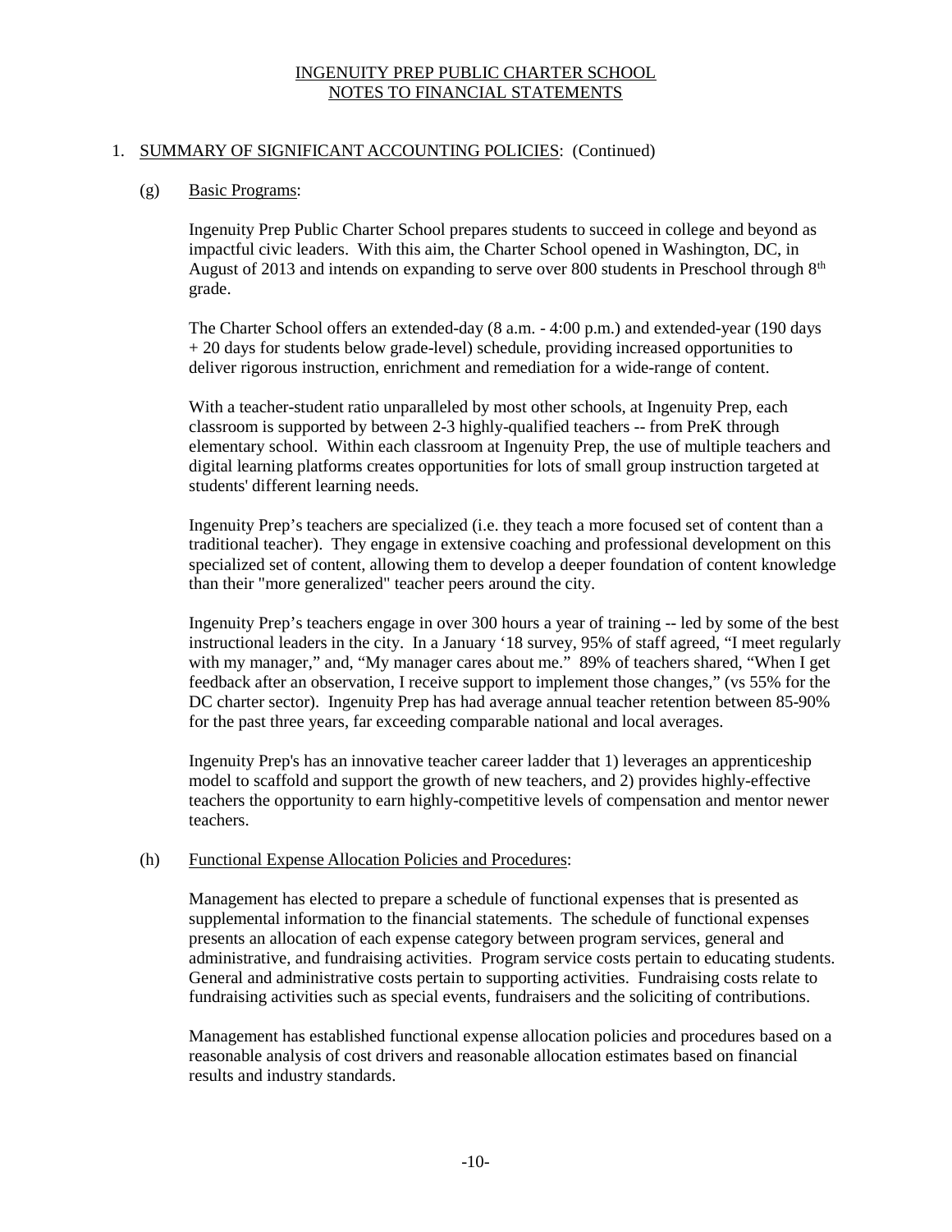INGENUITY PREP PUBLIC CHARTER SCHOOL
NOTES TO FINANCIAL STATEMENTS

1. SUMMARY OF SIGNIFICANT ACCOUNTING POLICIES: (Continued)

(g) Basic Programs:

Ingenuity Prep Public Charter School prepares students to succeed in college and beyond as impactful civic leaders. With this aim, the Charter School opened in Washington, DC, in August of 2013 and intends on expanding to serve over 800 students in Preschool through 8th grade.

The Charter School offers an extended-day (8 a.m. - 4:00 p.m.) and extended-year (190 days + 20 days for students below grade-level) schedule, providing increased opportunities to deliver rigorous instruction, enrichment and remediation for a wide-range of content.

With a teacher-student ratio unparalleled by most other schools, at Ingenuity Prep, each classroom is supported by between 2-3 highly-qualified teachers -- from PreK through elementary school. Within each classroom at Ingenuity Prep, the use of multiple teachers and digital learning platforms creates opportunities for lots of small group instruction targeted at students' different learning needs.

Ingenuity Prep's teachers are specialized (i.e. they teach a more focused set of content than a traditional teacher). They engage in extensive coaching and professional development on this specialized set of content, allowing them to develop a deeper foundation of content knowledge than their "more generalized" teacher peers around the city.

Ingenuity Prep's teachers engage in over 300 hours a year of training -- led by some of the best instructional leaders in the city. In a January '18 survey, 95% of staff agreed, "I meet regularly with my manager," and, "My manager cares about me." 89% of teachers shared, "When I get feedback after an observation, I receive support to implement those changes," (vs 55% for the DC charter sector). Ingenuity Prep has had average annual teacher retention between 85-90% for the past three years, far exceeding comparable national and local averages.

Ingenuity Prep's has an innovative teacher career ladder that 1) leverages an apprenticeship model to scaffold and support the growth of new teachers, and 2) provides highly-effective teachers the opportunity to earn highly-competitive levels of compensation and mentor newer teachers.

(h) Functional Expense Allocation Policies and Procedures:

Management has elected to prepare a schedule of functional expenses that is presented as supplemental information to the financial statements. The schedule of functional expenses presents an allocation of each expense category between program services, general and administrative, and fundraising activities. Program service costs pertain to educating students. General and administrative costs pertain to supporting activities. Fundraising costs relate to fundraising activities such as special events, fundraisers and the soliciting of contributions.

Management has established functional expense allocation policies and procedures based on a reasonable analysis of cost drivers and reasonable allocation estimates based on financial results and industry standards.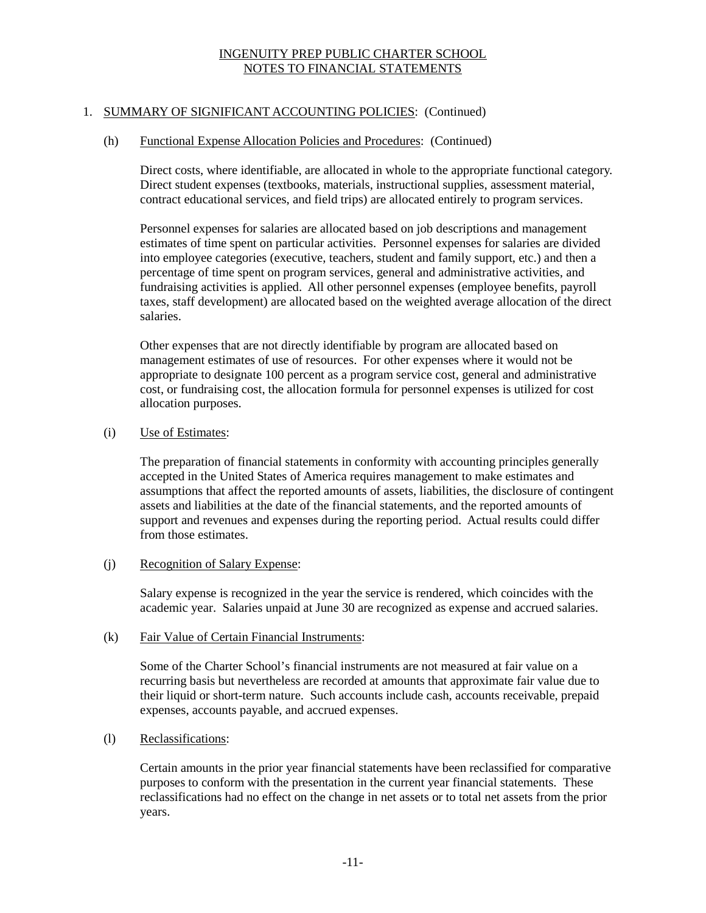INGENUITY PREP PUBLIC CHARTER SCHOOL
NOTES TO FINANCIAL STATEMENTS

1. SUMMARY OF SIGNIFICANT ACCOUNTING POLICIES: (Continued)

(h) Functional Expense Allocation Policies and Procedures: (Continued)

Direct costs, where identifiable, are allocated in whole to the appropriate functional category. Direct student expenses (textbooks, materials, instructional supplies, assessment material, contract educational services, and field trips) are allocated entirely to program services.

Personnel expenses for salaries are allocated based on job descriptions and management estimates of time spent on particular activities. Personnel expenses for salaries are divided into employee categories (executive, teachers, student and family support, etc.) and then a percentage of time spent on program services, general and administrative activities, and fundraising activities is applied. All other personnel expenses (employee benefits, payroll taxes, staff development) are allocated based on the weighted average allocation of the direct salaries.

Other expenses that are not directly identifiable by program are allocated based on management estimates of use of resources. For other expenses where it would not be appropriate to designate 100 percent as a program service cost, general and administrative cost, or fundraising cost, the allocation formula for personnel expenses is utilized for cost allocation purposes.

(i) Use of Estimates:

The preparation of financial statements in conformity with accounting principles generally accepted in the United States of America requires management to make estimates and assumptions that affect the reported amounts of assets, liabilities, the disclosure of contingent assets and liabilities at the date of the financial statements, and the reported amounts of support and revenues and expenses during the reporting period. Actual results could differ from those estimates.

(j) Recognition of Salary Expense:

Salary expense is recognized in the year the service is rendered, which coincides with the academic year. Salaries unpaid at June 30 are recognized as expense and accrued salaries.

(k) Fair Value of Certain Financial Instruments:

Some of the Charter School's financial instruments are not measured at fair value on a recurring basis but nevertheless are recorded at amounts that approximate fair value due to their liquid or short-term nature. Such accounts include cash, accounts receivable, prepaid expenses, accounts payable, and accrued expenses.

(l) Reclassifications:

Certain amounts in the prior year financial statements have been reclassified for comparative purposes to conform with the presentation in the current year financial statements. These reclassifications had no effect on the change in net assets or to total net assets from the prior years.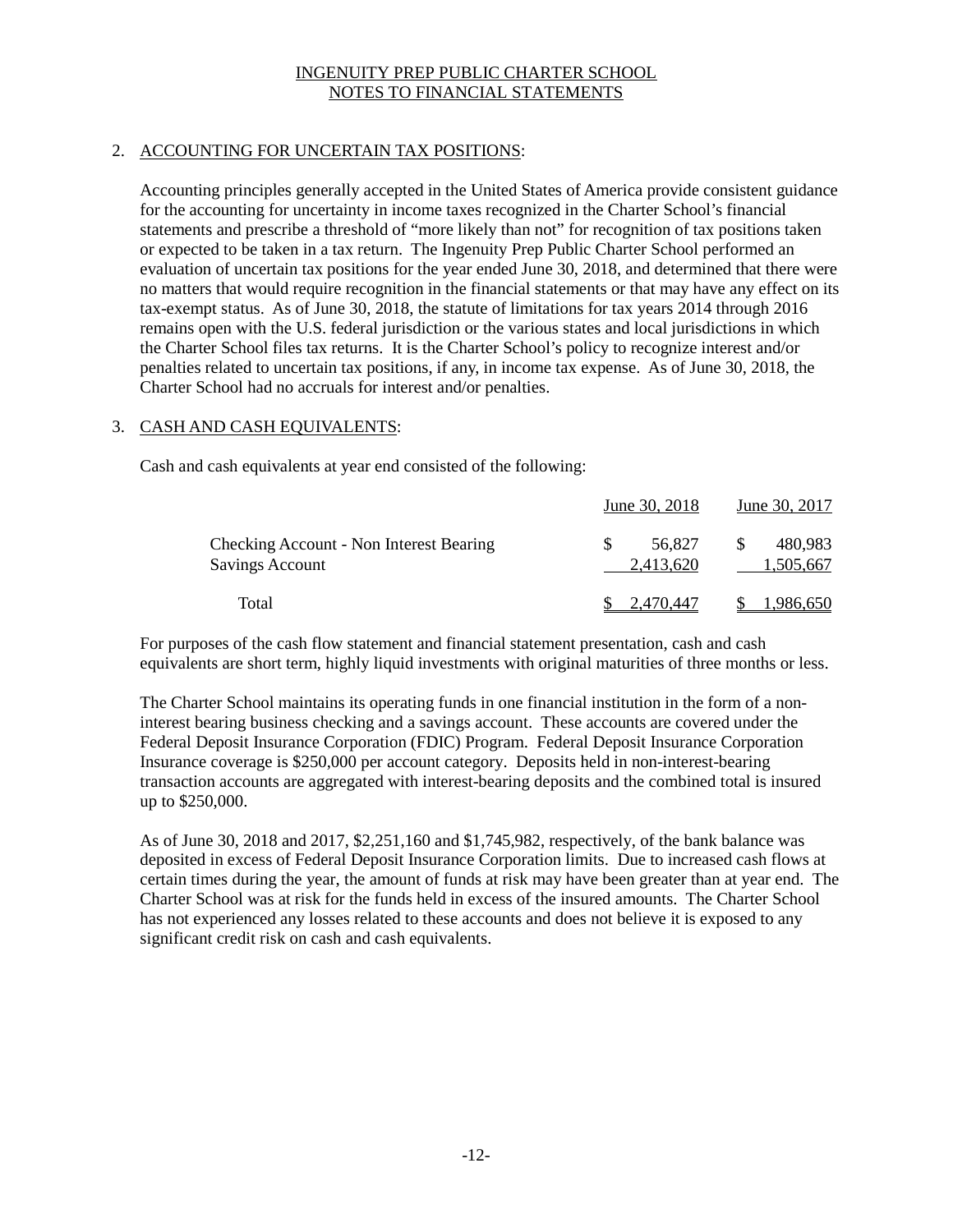# INGENUITY PREP PUBLIC CHARTER SCHOOL
## NOTES TO FINANCIAL STATEMENTS

2. ACCOUNTING FOR UNCERTAIN TAX POSITIONS:

Accounting principles generally accepted in the United States of America provide consistent guidance for the accounting for uncertainty in income taxes recognized in the Charter School's financial statements and prescribe a threshold of "more likely than not" for recognition of tax positions taken or expected to be taken in a tax return. The Ingenuity Prep Public Charter School performed an evaluation of uncertain tax positions for the year ended June 30, 2018, and determined that there were no matters that would require recognition in the financial statements or that may have any effect on its tax-exempt status. As of June 30, 2018, the statute of limitations for tax years 2014 through 2016 remains open with the U.S. federal jurisdiction or the various states and local jurisdictions in which the Charter School files tax returns. It is the Charter School's policy to recognize interest and/or penalties related to uncertain tax positions, if any, in income tax expense. As of June 30, 2018, the Charter School had no accruals for interest and/or penalties.

3. CASH AND CASH EQUIVALENTS:

Cash and cash equivalents at year end consisted of the following:

| | June 30, 2018 | June 30, 2017 |
|---|---|---|
| Checking Account - Non Interest Bearing | $ 56,827 | $ 480,983 |
| Savings Account | 2,413,620 | 1,505,667 |
| Total | $ 2,470,447 | $ 1,986,650 |

For purposes of the cash flow statement and financial statement presentation, cash and cash equivalents are short term, highly liquid investments with original maturities of three months or less.

The Charter School maintains its operating funds in one financial institution in the form of a non-interest bearing business checking and a savings account. These accounts are covered under the Federal Deposit Insurance Corporation (FDIC) Program. Federal Deposit Insurance Corporation Insurance coverage is $250,000 per account category. Deposits held in non-interest-bearing transaction accounts are aggregated with interest-bearing deposits and the combined total is insured up to $250,000.

As of June 30, 2018 and 2017, $2,251,160 and $1,745,982, respectively, of the bank balance was deposited in excess of Federal Deposit Insurance Corporation limits. Due to increased cash flows at certain times during the year, the amount of funds at risk may have been greater than at year end. The Charter School was at risk for the funds held in excess of the insured amounts. The Charter School has not experienced any losses related to these accounts and does not believe it is exposed to any significant credit risk on cash and cash equivalents.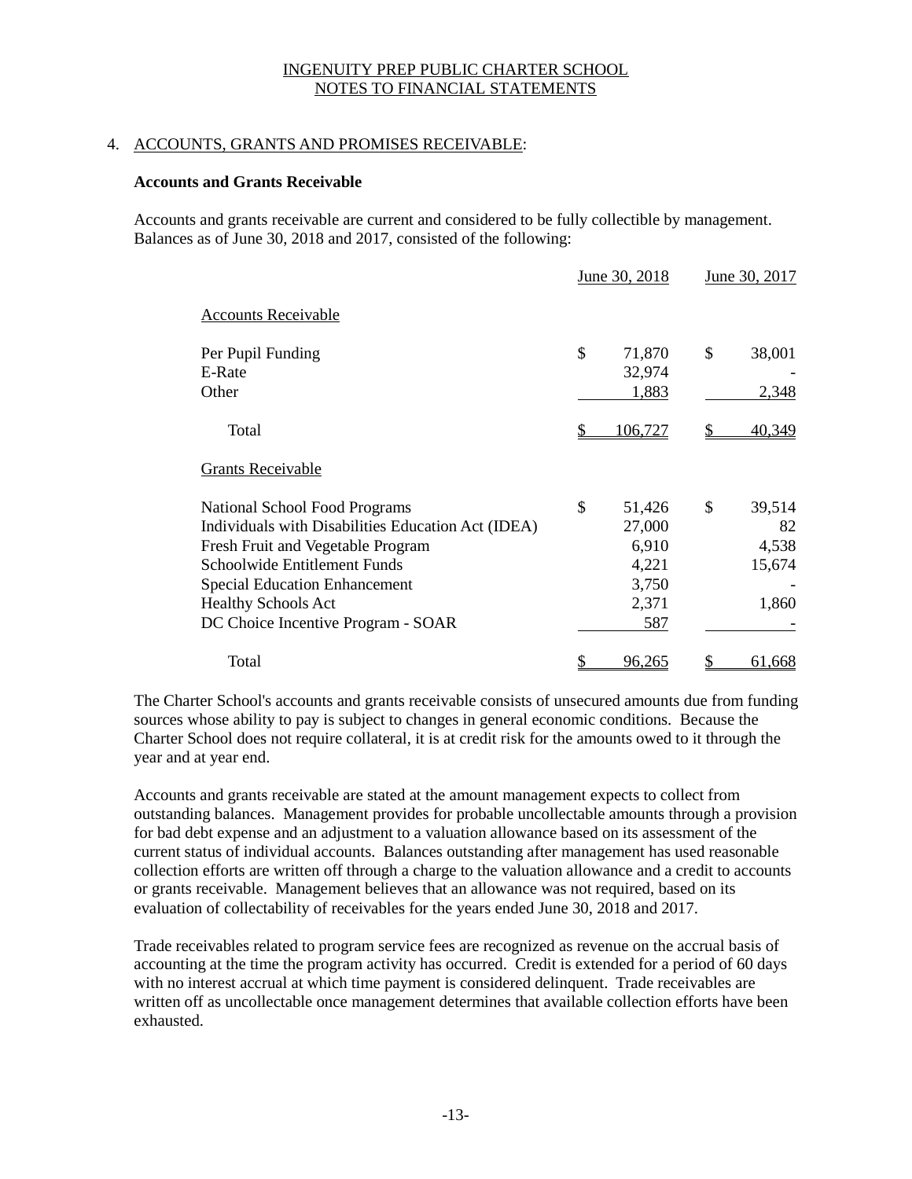INGENUITY PREP PUBLIC CHARTER SCHOOL
NOTES TO FINANCIAL STATEMENTS

## 4. ACCOUNTS, GRANTS AND PROMISES RECEIVABLE:

**Accounts and Grants Receivable**

Accounts and grants receivable are current and considered to be fully collectible by management. Balances as of June 30, 2018 and 2017, consisted of the following:

| | June 30, 2018 | June 30, 2017 |
|---|---|---|
| Accounts Receivable | | |
| Per Pupil Funding | $ 71,870 | $ 38,001 |
| E-Rate | 32,974 | - |
| Other | 1,883 | 2,348 |
| Total | $ 106,727 | $ 40,349 |
| Grants Receivable | | |
| National School Food Programs | $ 51,426 | $ 39,514 |
| Individuals with Disabilities Education Act (IDEA) | 27,000 | 82 |
| Fresh Fruit and Vegetable Program | 6,910 | 4,538 |
| Schoolwide Entitlement Funds | 4,221 | 15,674 |
| Special Education Enhancement | 3,750 | - |
| Healthy Schools Act | 2,371 | 1,860 |
| DC Choice Incentive Program - SOAR | 587 | - |
| Total | $ 96,265 | $ 61,668 |

The Charter School's accounts and grants receivable consists of unsecured amounts due from funding sources whose ability to pay is subject to changes in general economic conditions. Because the Charter School does not require collateral, it is at credit risk for the amounts owed to it through the year and at year end.

Accounts and grants receivable are stated at the amount management expects to collect from outstanding balances. Management provides for probable uncollectable amounts through a provision for bad debt expense and an adjustment to a valuation allowance based on its assessment of the current status of individual accounts. Balances outstanding after management has used reasonable collection efforts are written off through a charge to the valuation allowance and a credit to accounts or grants receivable. Management believes that an allowance was not required, based on its evaluation of collectability of receivables for the years ended June 30, 2018 and 2017.

Trade receivables related to program service fees are recognized as revenue on the accrual basis of accounting at the time the program activity has occurred. Credit is extended for a period of 60 days with no interest accrual at which time payment is considered delinquent. Trade receivables are written off as uncollectable once management determines that available collection efforts have been exhausted.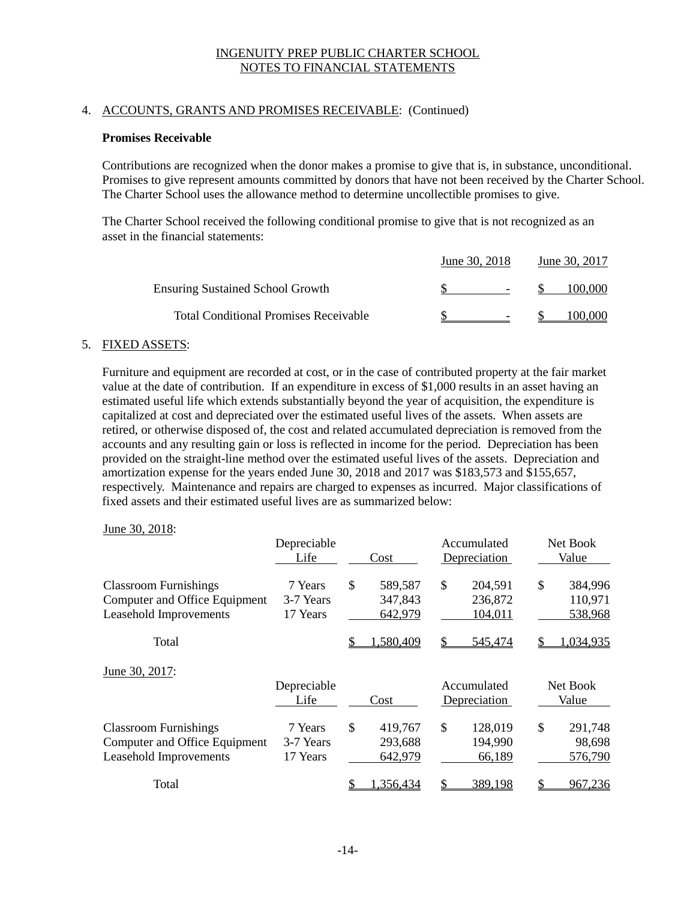INGENUITY PREP PUBLIC CHARTER SCHOOL
NOTES TO FINANCIAL STATEMENTS

4. ACCOUNTS, GRANTS AND PROMISES RECEIVABLE: (Continued)

**Promises Receivable**

Contributions are recognized when the donor makes a promise to give that is, in substance, unconditional. Promises to give represent amounts committed by donors that have not been received by the Charter School. The Charter School uses the allowance method to determine uncollectible promises to give.

The Charter School received the following conditional promise to give that is not recognized as an asset in the financial statements:

| | June 30, 2018 | June 30, 2017 |
|---|---|---|
| Ensuring Sustained School Growth | $ - | $ 100,000 |
| Total Conditional Promises Receivable | $ - | $ 100,000 |

5. FIXED ASSETS:

Furniture and equipment are recorded at cost, or in the case of contributed property at the fair market value at the date of contribution. If an expenditure in excess of $1,000 results in an asset having an estimated useful life which extends substantially beyond the year of acquisition, the expenditure is capitalized at cost and depreciated over the estimated useful lives of the assets. When assets are retired, or otherwise disposed of, the cost and related accumulated depreciation is removed from the accounts and any resulting gain or loss is reflected in income for the period. Depreciation has been provided on the straight-line method over the estimated useful lives of the assets. Depreciation and amortization expense for the years ended June 30, 2018 and 2017 was $183,573 and $155,657, respectively. Maintenance and repairs are charged to expenses as incurred. Major classifications of fixed assets and their estimated useful lives are as summarized below:

June 30, 2018:

| | Depreciable Life | Cost | Accumulated Depreciation | Net Book Value |
|---|---|---|---|---|
| Classroom Furnishings | 7 Years | $ 589,587 | $ 204,591 | $ 384,996 |
| Computer and Office Equipment | 3-7 Years | 347,843 | 236,872 | 110,971 |
| Leasehold Improvements | 17 Years | 642,979 | 104,011 | 538,968 |
| Total | | $ 1,580,409 | $ 545,474 | $ 1,034,935 |

June 30, 2017:

| | Depreciable Life | Cost | Accumulated Depreciation | Net Book Value |
|---|---|---|---|---|
| Classroom Furnishings | 7 Years | $ 419,767 | $ 128,019 | $ 291,748 |
| Computer and Office Equipment | 3-7 Years | 293,688 | 194,990 | 98,698 |
| Leasehold Improvements | 17 Years | 642,979 | 66,189 | 576,790 |
| Total | | $ 1,356,434 | $ 389,198 | $ 967,236 |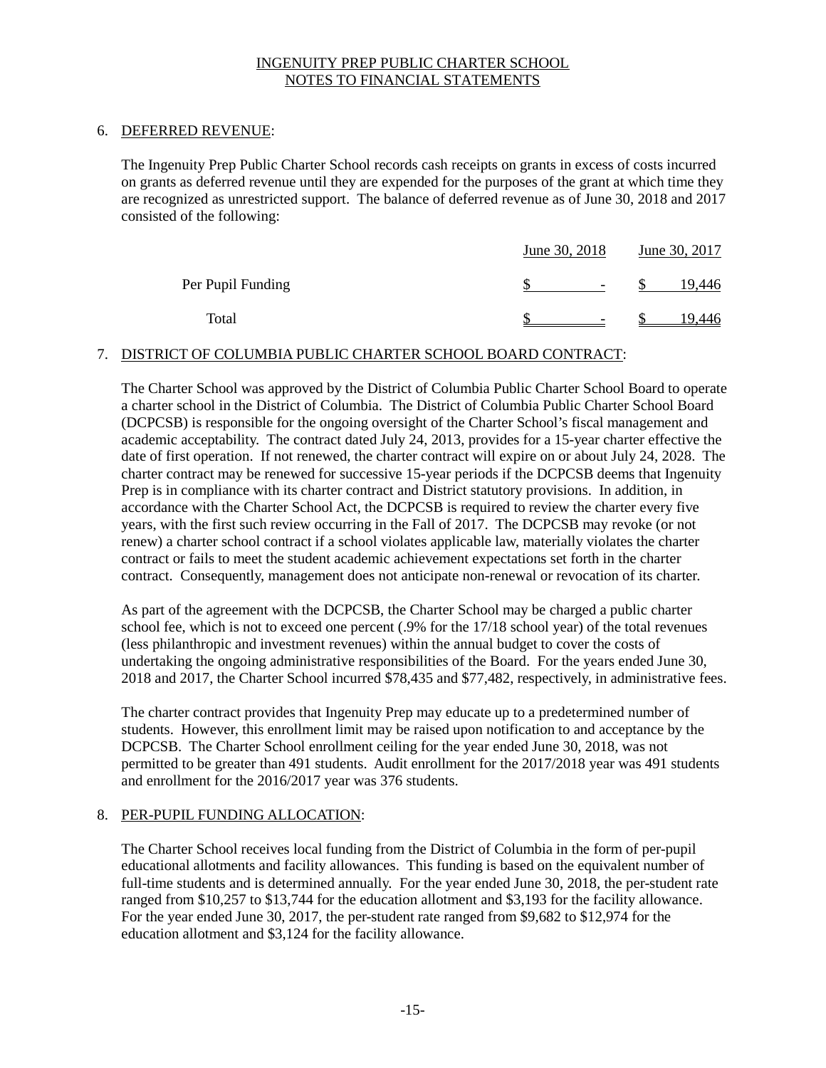INGENUITY PREP PUBLIC CHARTER SCHOOL
NOTES TO FINANCIAL STATEMENTS

## 6. DEFERRED REVENUE:

The Ingenuity Prep Public Charter School records cash receipts on grants in excess of costs incurred on grants as deferred revenue until they are expended for the purposes of the grant at which time they are recognized as unrestricted support. The balance of deferred revenue as of June 30, 2018 and 2017 consisted of the following:

| | June 30, 2018 | June 30, 2017 |
|---|---|---|
| Per Pupil Funding | $ - | $ 19,446 |
| Total | $ - | $ 19,446 |

## 7. DISTRICT OF COLUMBIA PUBLIC CHARTER SCHOOL BOARD CONTRACT:

The Charter School was approved by the District of Columbia Public Charter School Board to operate a charter school in the District of Columbia. The District of Columbia Public Charter School Board (DCPCSB) is responsible for the ongoing oversight of the Charter School's fiscal management and academic acceptability. The contract dated July 24, 2013, provides for a 15-year charter effective the date of first operation. If not renewed, the charter contract will expire on or about July 24, 2028. The charter contract may be renewed for successive 15-year periods if the DCPCSB deems that Ingenuity Prep is in compliance with its charter contract and District statutory provisions. In addition, in accordance with the Charter School Act, the DCPCSB is required to review the charter every five years, with the first such review occurring in the Fall of 2017. The DCPCSB may revoke (or not renew) a charter school contract if a school violates applicable law, materially violates the charter contract or fails to meet the student academic achievement expectations set forth in the charter contract. Consequently, management does not anticipate non-renewal or revocation of its charter.

As part of the agreement with the DCPCSB, the Charter School may be charged a public charter school fee, which is not to exceed one percent (.9% for the 17/18 school year) of the total revenues (less philanthropic and investment revenues) within the annual budget to cover the costs of undertaking the ongoing administrative responsibilities of the Board. For the years ended June 30, 2018 and 2017, the Charter School incurred $78,435 and $77,482, respectively, in administrative fees.

The charter contract provides that Ingenuity Prep may educate up to a predetermined number of students. However, this enrollment limit may be raised upon notification to and acceptance by the DCPCSB. The Charter School enrollment ceiling for the year ended June 30, 2018, was not permitted to be greater than 491 students. Audit enrollment for the 2017/2018 year was 491 students and enrollment for the 2016/2017 year was 376 students.

## 8. PER-PUPIL FUNDING ALLOCATION:

The Charter School receives local funding from the District of Columbia in the form of per-pupil educational allotments and facility allowances. This funding is based on the equivalent number of full-time students and is determined annually. For the year ended June 30, 2018, the per-student rate ranged from $10,257 to $13,744 for the education allotment and $3,193 for the facility allowance. For the year ended June 30, 2017, the per-student rate ranged from $9,682 to $12,974 for the education allotment and $3,124 for the facility allowance.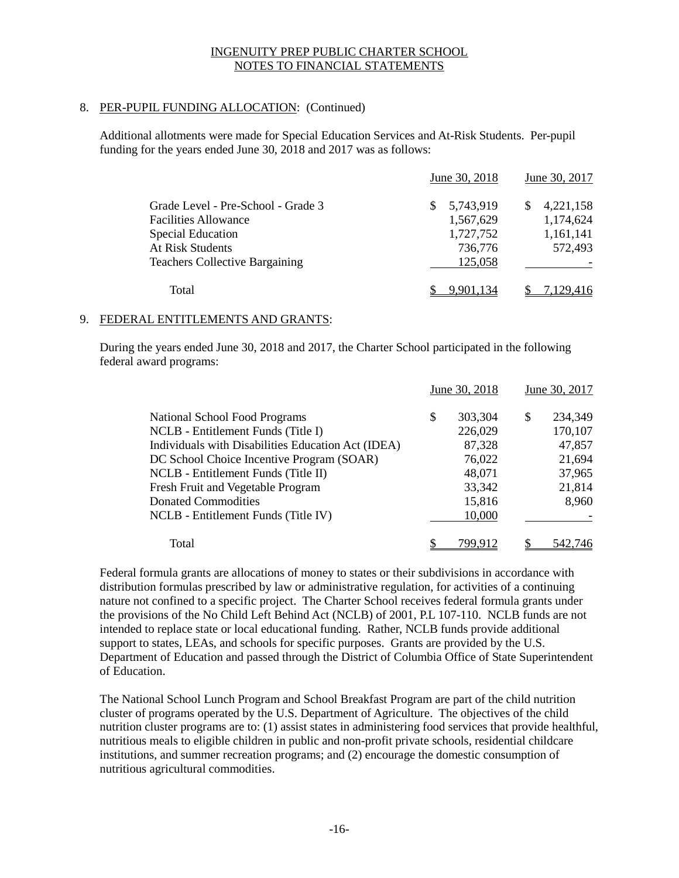## 8. PER-PUPIL FUNDING ALLOCATION: (Continued)

Additional allotments were made for Special Education Services and At-Risk Students. Per-pupil funding for the years ended June 30, 2018 and 2017 was as follows:

| | June 30, 2018 | June 30, 2017 |
|---|---|---|
| Grade Level - Pre-School - Grade 3 | $ 5,743,919 | $ 4,221,158 |
| Facilities Allowance | 1,567,629 | 1,174,624 |
| Special Education | 1,727,752 | 1,161,141 |
| At Risk Students | 736,776 | 572,493 |
| Teachers Collective Bargaining | 125,058 | - |
| Total | $ 9,901,134 | $ 7,129,416 |

## 9. FEDERAL ENTITLEMENTS AND GRANTS:

During the years ended June 30, 2018 and 2017, the Charter School participated in the following federal award programs:

| | June 30, 2018 | June 30, 2017 |
|---|---|---|
| National School Food Programs | $ 303,304 | $ 234,349 |
| NCLB - Entitlement Funds (Title I) | 226,029 | 170,107 |
| Individuals with Disabilities Education Act (IDEA) | 87,328 | 47,857 |
| DC School Choice Incentive Program (SOAR) | 76,022 | 21,694 |
| NCLB - Entitlement Funds (Title II) | 48,071 | 37,965 |
| Fresh Fruit and Vegetable Program | 33,342 | 21,814 |
| Donated Commodities | 15,816 | 8,960 |
| NCLB - Entitlement Funds (Title IV) | 10,000 | - |
| Total | $ 799,912 | $ 542,746 |

Federal formula grants are allocations of money to states or their subdivisions in accordance with distribution formulas prescribed by law or administrative regulation, for activities of a continuing nature not confined to a specific project. The Charter School receives federal formula grants under the provisions of the No Child Left Behind Act (NCLB) of 2001, P.L 107-110. NCLB funds are not intended to replace state or local educational funding. Rather, NCLB funds provide additional support to states, LEAs, and schools for specific purposes. Grants are provided by the U.S. Department of Education and passed through the District of Columbia Office of State Superintendent of Education.

The National School Lunch Program and School Breakfast Program are part of the child nutrition cluster of programs operated by the U.S. Department of Agriculture. The objectives of the child nutrition cluster programs are to: (1) assist states in administering food services that provide healthful, nutritious meals to eligible children in public and non-profit private schools, residential childcare institutions, and summer recreation programs; and (2) encourage the domestic consumption of nutritious agricultural commodities.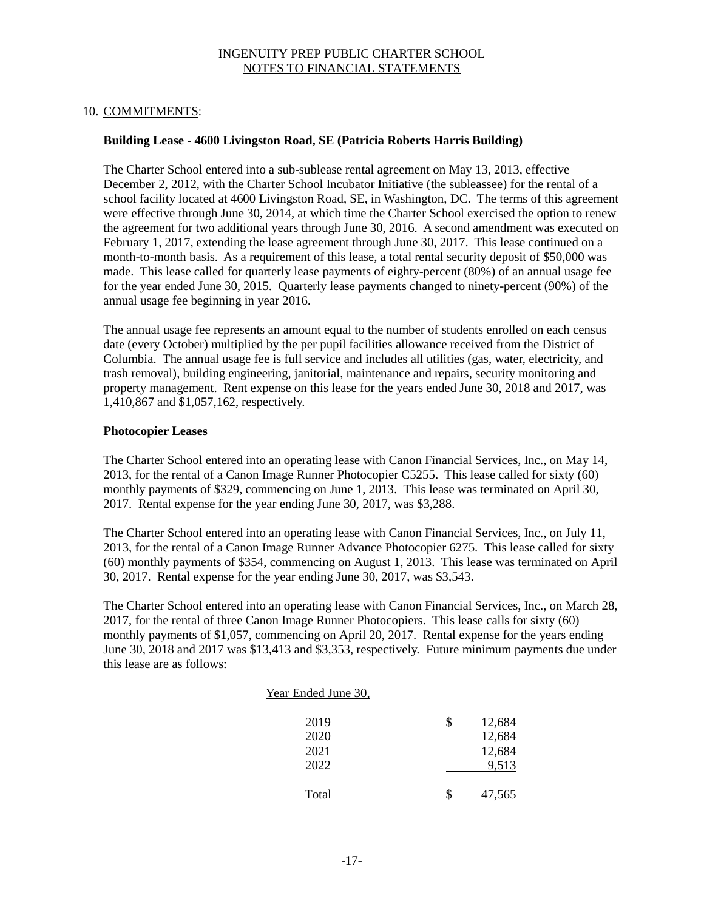INGENUITY PREP PUBLIC CHARTER SCHOOL
NOTES TO FINANCIAL STATEMENTS

## 10. COMMITMENTS:

### Building Lease - 4600 Livingston Road, SE (Patricia Roberts Harris Building)

The Charter School entered into a sub-sublease rental agreement on May 13, 2013, effective December 2, 2012, with the Charter School Incubator Initiative (the subleassee) for the rental of a school facility located at 4600 Livingston Road, SE, in Washington, DC. The terms of this agreement were effective through June 30, 2014, at which time the Charter School exercised the option to renew the agreement for two additional years through June 30, 2016. A second amendment was executed on February 1, 2017, extending the lease agreement through June 30, 2017. This lease continued on a month-to-month basis. As a requirement of this lease, a total rental security deposit of $50,000 was made. This lease called for quarterly lease payments of eighty-percent (80%) of an annual usage fee for the year ended June 30, 2015. Quarterly lease payments changed to ninety-percent (90%) of the annual usage fee beginning in year 2016.

The annual usage fee represents an amount equal to the number of students enrolled on each census date (every October) multiplied by the per pupil facilities allowance received from the District of Columbia. The annual usage fee is full service and includes all utilities (gas, water, electricity, and trash removal), building engineering, janitorial, maintenance and repairs, security monitoring and property management. Rent expense on this lease for the years ended June 30, 2018 and 2017, was 1,410,867 and $1,057,162, respectively.

### Photocopier Leases

The Charter School entered into an operating lease with Canon Financial Services, Inc., on May 14, 2013, for the rental of a Canon Image Runner Photocopier C5255. This lease called for sixty (60) monthly payments of $329, commencing on June 1, 2013. This lease was terminated on April 30, 2017. Rental expense for the year ending June 30, 2017, was $3,288.

The Charter School entered into an operating lease with Canon Financial Services, Inc., on July 11, 2013, for the rental of a Canon Image Runner Advance Photocopier 6275. This lease called for sixty (60) monthly payments of $354, commencing on August 1, 2013. This lease was terminated on April 30, 2017. Rental expense for the year ending June 30, 2017, was $3,543.

The Charter School entered into an operating lease with Canon Financial Services, Inc., on March 28, 2017, for the rental of three Canon Image Runner Photocopiers. This lease calls for sixty (60) monthly payments of $1,057, commencing on April 20, 2017. Rental expense for the years ending June 30, 2018 and 2017 was $13,413 and $3,353, respectively. Future minimum payments due under this lease are as follows:

| Year Ended June 30, | |
|---|---|
| 2019 | $ 12,684 |
| 2020 | 12,684 |
| 2021 | 12,684 |
| 2022 | 9,513 |
| Total | $ 47,565 |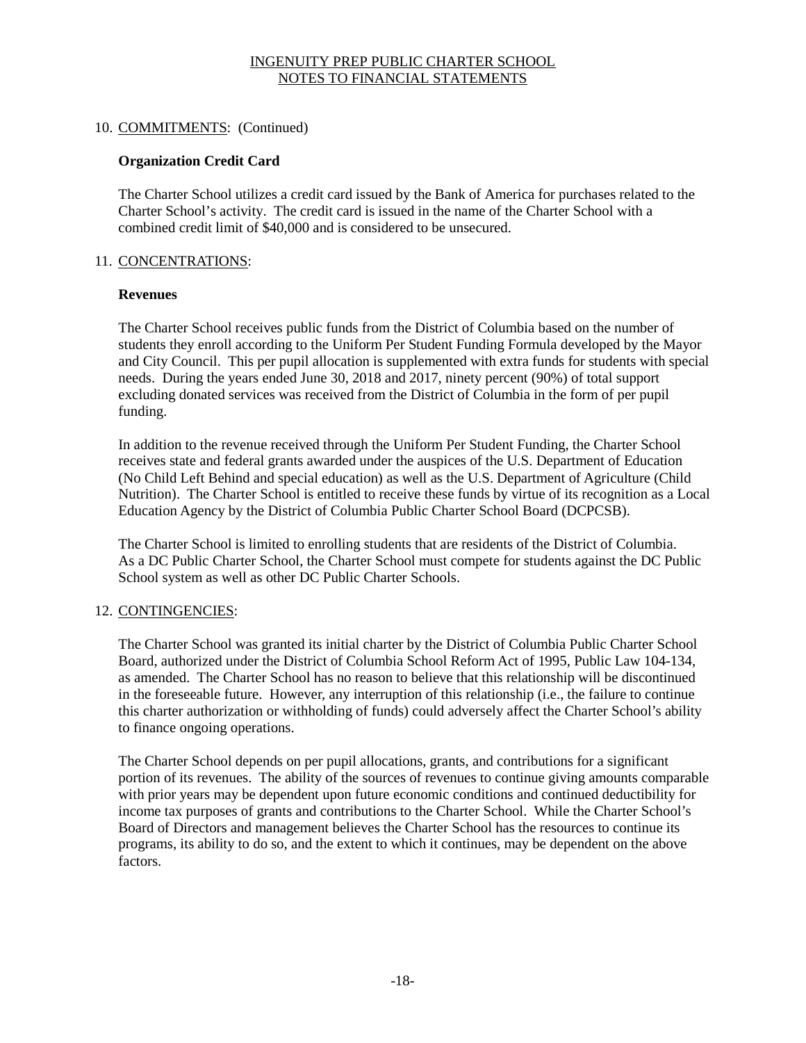## 10. COMMITMENTS: (Continued)

### Organization Credit Card

The Charter School utilizes a credit card issued by the Bank of America for purchases related to the Charter School's activity. The credit card is issued in the name of the Charter School with a combined credit limit of $40,000 and is considered to be unsecured.

## 11. CONCENTRATIONS:

### Revenues

The Charter School receives public funds from the District of Columbia based on the number of students they enroll according to the Uniform Per Student Funding Formula developed by the Mayor and City Council. This per pupil allocation is supplemented with extra funds for students with special needs. During the years ended June 30, 2018 and 2017, ninety percent (90%) of total support excluding donated services was received from the District of Columbia in the form of per pupil funding.

In addition to the revenue received through the Uniform Per Student Funding, the Charter School receives state and federal grants awarded under the auspices of the U.S. Department of Education (No Child Left Behind and special education) as well as the U.S. Department of Agriculture (Child Nutrition). The Charter School is entitled to receive these funds by virtue of its recognition as a Local Education Agency by the District of Columbia Public Charter School Board (DCPCSB).

The Charter School is limited to enrolling students that are residents of the District of Columbia. As a DC Public Charter School, the Charter School must compete for students against the DC Public School system as well as other DC Public Charter Schools.

## 12. CONTINGENCIES:

The Charter School was granted its initial charter by the District of Columbia Public Charter School Board, authorized under the District of Columbia School Reform Act of 1995, Public Law 104-134, as amended. The Charter School has no reason to believe that this relationship will be discontinued in the foreseeable future. However, any interruption of this relationship (i.e., the failure to continue this charter authorization or withholding of funds) could adversely affect the Charter School's ability to finance ongoing operations.

The Charter School depends on per pupil allocations, grants, and contributions for a significant portion of its revenues. The ability of the sources of revenues to continue giving amounts comparable with prior years may be dependent upon future economic conditions and continued deductibility for income tax purposes of grants and contributions to the Charter School. While the Charter School's Board of Directors and management believes the Charter School has the resources to continue its programs, its ability to do so, and the extent to which it continues, may be dependent on the above factors.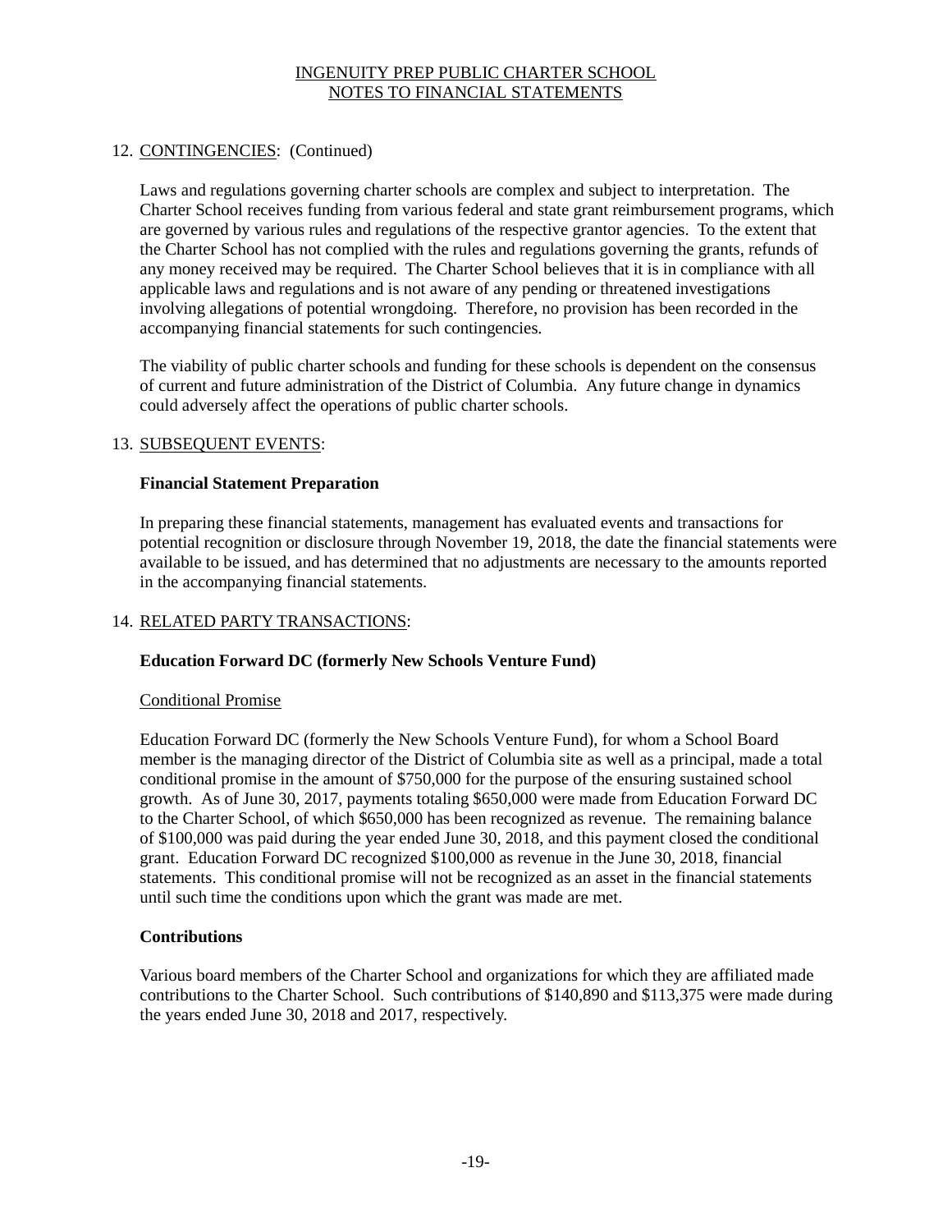INGENUITY PREP PUBLIC CHARTER SCHOOL
NOTES TO FINANCIAL STATEMENTS

## 12. CONTINGENCIES: (Continued)

Laws and regulations governing charter schools are complex and subject to interpretation. The Charter School receives funding from various federal and state grant reimbursement programs, which are governed by various rules and regulations of the respective grantor agencies. To the extent that the Charter School has not complied with the rules and regulations governing the grants, refunds of any money received may be required. The Charter School believes that it is in compliance with all applicable laws and regulations and is not aware of any pending or threatened investigations involving allegations of potential wrongdoing. Therefore, no provision has been recorded in the accompanying financial statements for such contingencies.

The viability of public charter schools and funding for these schools is dependent on the consensus of current and future administration of the District of Columbia. Any future change in dynamics could adversely affect the operations of public charter schools.

## 13. SUBSEQUENT EVENTS:

**Financial Statement Preparation**

In preparing these financial statements, management has evaluated events and transactions for potential recognition or disclosure through November 19, 2018, the date the financial statements were available to be issued, and has determined that no adjustments are necessary to the amounts reported in the accompanying financial statements.

## 14. RELATED PARTY TRANSACTIONS:

**Education Forward DC (formerly New Schools Venture Fund)**

Conditional Promise

Education Forward DC (formerly the New Schools Venture Fund), for whom a School Board member is the managing director of the District of Columbia site as well as a principal, made a total conditional promise in the amount of $750,000 for the purpose of the ensuring sustained school growth. As of June 30, 2017, payments totaling $650,000 were made from Education Forward DC to the Charter School, of which $650,000 has been recognized as revenue. The remaining balance of $100,000 was paid during the year ended June 30, 2018, and this payment closed the conditional grant. Education Forward DC recognized $100,000 as revenue in the June 30, 2018, financial statements. This conditional promise will not be recognized as an asset in the financial statements until such time the conditions upon which the grant was made are met.

**Contributions**

Various board members of the Charter School and organizations for which they are affiliated made contributions to the Charter School. Such contributions of $140,890 and $113,375 were made during the years ended June 30, 2018 and 2017, respectively.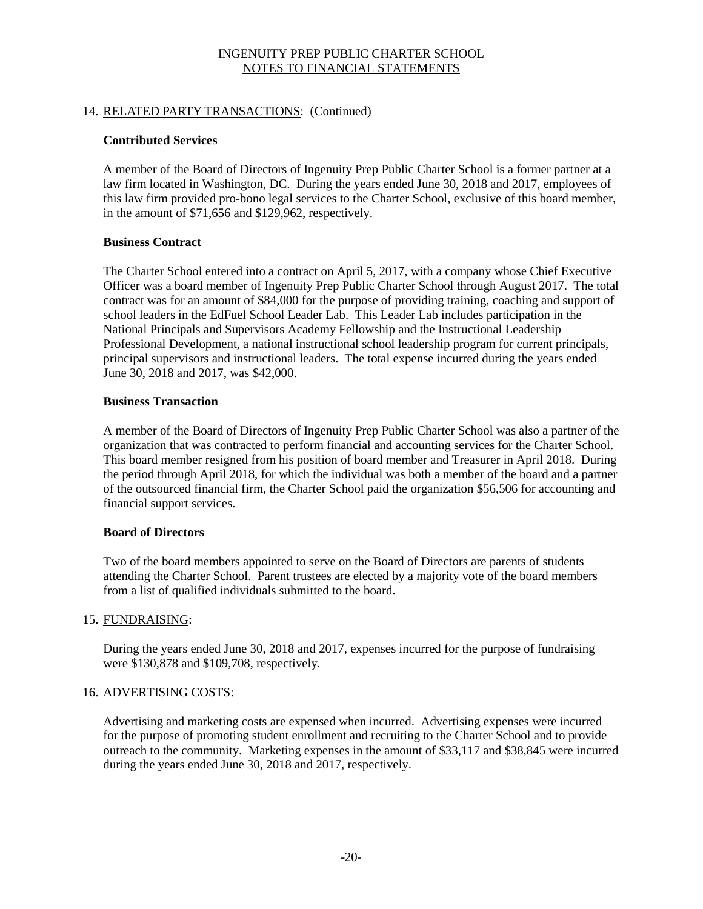## 14. RELATED PARTY TRANSACTIONS: (Continued)

### Contributed Services

A member of the Board of Directors of Ingenuity Prep Public Charter School is a former partner at a law firm located in Washington, DC. During the years ended June 30, 2018 and 2017, employees of this law firm provided pro-bono legal services to the Charter School, exclusive of this board member, in the amount of $71,656 and $129,962, respectively.

### Business Contract

The Charter School entered into a contract on April 5, 2017, with a company whose Chief Executive Officer was a board member of Ingenuity Prep Public Charter School through August 2017. The total contract was for an amount of $84,000 for the purpose of providing training, coaching and support of school leaders in the EdFuel School Leader Lab. This Leader Lab includes participation in the National Principals and Supervisors Academy Fellowship and the Instructional Leadership Professional Development, a national instructional school leadership program for current principals, principal supervisors and instructional leaders. The total expense incurred during the years ended June 30, 2018 and 2017, was $42,000.

### Business Transaction

A member of the Board of Directors of Ingenuity Prep Public Charter School was also a partner of the organization that was contracted to perform financial and accounting services for the Charter School. This board member resigned from his position of board member and Treasurer in April 2018. During the period through April 2018, for which the individual was both a member of the board and a partner of the outsourced financial firm, the Charter School paid the organization $56,506 for accounting and financial support services.

### Board of Directors

Two of the board members appointed to serve on the Board of Directors are parents of students attending the Charter School. Parent trustees are elected by a majority vote of the board members from a list of qualified individuals submitted to the board.

## 15. FUNDRAISING:

During the years ended June 30, 2018 and 2017, expenses incurred for the purpose of fundraising were $130,878 and $109,708, respectively.

## 16. ADVERTISING COSTS:

Advertising and marketing costs are expensed when incurred. Advertising expenses were incurred for the purpose of promoting student enrollment and recruiting to the Charter School and to provide outreach to the community. Marketing expenses in the amount of $33,117 and $38,845 were incurred during the years ended June 30, 2018 and 2017, respectively.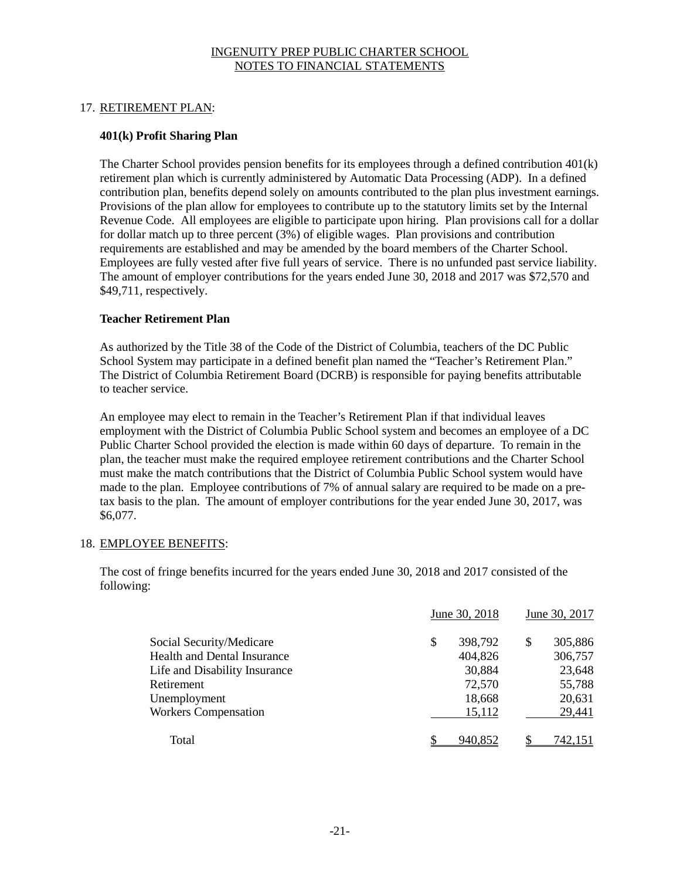INGENUITY PREP PUBLIC CHARTER SCHOOL
NOTES TO FINANCIAL STATEMENTS

17. RETIREMENT PLAN:

**401(k) Profit Sharing Plan**

The Charter School provides pension benefits for its employees through a defined contribution 401(k) retirement plan which is currently administered by Automatic Data Processing (ADP). In a defined contribution plan, benefits depend solely on amounts contributed to the plan plus investment earnings. Provisions of the plan allow for employees to contribute up to the statutory limits set by the Internal Revenue Code. All employees are eligible to participate upon hiring. Plan provisions call for a dollar for dollar match up to three percent (3%) of eligible wages. Plan provisions and contribution requirements are established and may be amended by the board members of the Charter School. Employees are fully vested after five full years of service. There is no unfunded past service liability. The amount of employer contributions for the years ended June 30, 2018 and 2017 was $72,570 and $49,711, respectively.

**Teacher Retirement Plan**

As authorized by the Title 38 of the Code of the District of Columbia, teachers of the DC Public School System may participate in a defined benefit plan named the "Teacher's Retirement Plan." The District of Columbia Retirement Board (DCRB) is responsible for paying benefits attributable to teacher service.

An employee may elect to remain in the Teacher's Retirement Plan if that individual leaves employment with the District of Columbia Public School system and becomes an employee of a DC Public Charter School provided the election is made within 60 days of departure. To remain in the plan, the teacher must make the required employee retirement contributions and the Charter School must make the match contributions that the District of Columbia Public School system would have made to the plan. Employee contributions of 7% of annual salary are required to be made on a pre-tax basis to the plan. The amount of employer contributions for the year ended June 30, 2017, was $6,077.

18. EMPLOYEE BENEFITS:

The cost of fringe benefits incurred for the years ended June 30, 2018 and 2017 consisted of the following:

| | June 30, 2018 | June 30, 2017 |
|---|---|---|
| Social Security/Medicare | $ 398,792 | $ 305,886 |
| Health and Dental Insurance | 404,826 | 306,757 |
| Life and Disability Insurance | 30,884 | 23,648 |
| Retirement | 72,570 | 55,788 |
| Unemployment | 18,668 | 20,631 |
| Workers Compensation | 15,112 | 29,441 |
| Total | $ 940,852 | $ 742,151 |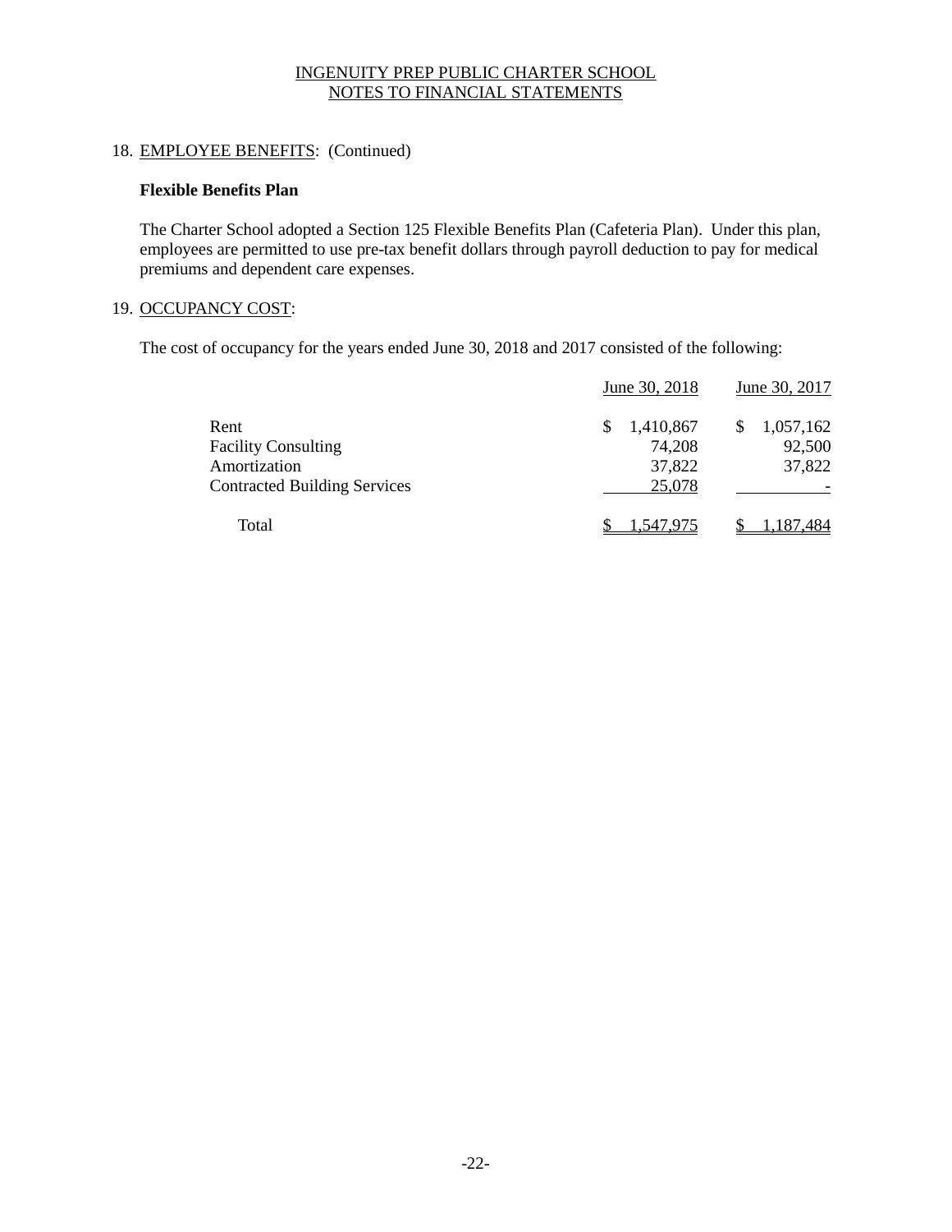## 18. EMPLOYEE BENEFITS: (Continued)

### Flexible Benefits Plan

The Charter School adopted a Section 125 Flexible Benefits Plan (Cafeteria Plan). Under this plan, employees are permitted to use pre-tax benefit dollars through payroll deduction to pay for medical premiums and dependent care expenses.

## 19. OCCUPANCY COST:

The cost of occupancy for the years ended June 30, 2018 and 2017 consisted of the following:

| | June 30, 2018 | June 30, 2017 |
|---|---|---|
| Rent | $ 1,410,867 | $ 1,057,162 |
| Facility Consulting | 74,208 | 92,500 |
| Amortization | 37,822 | 37,822 |
| Contracted Building Services | 25,078 | - |
| Total | $ 1,547,975 | $ 1,187,484 |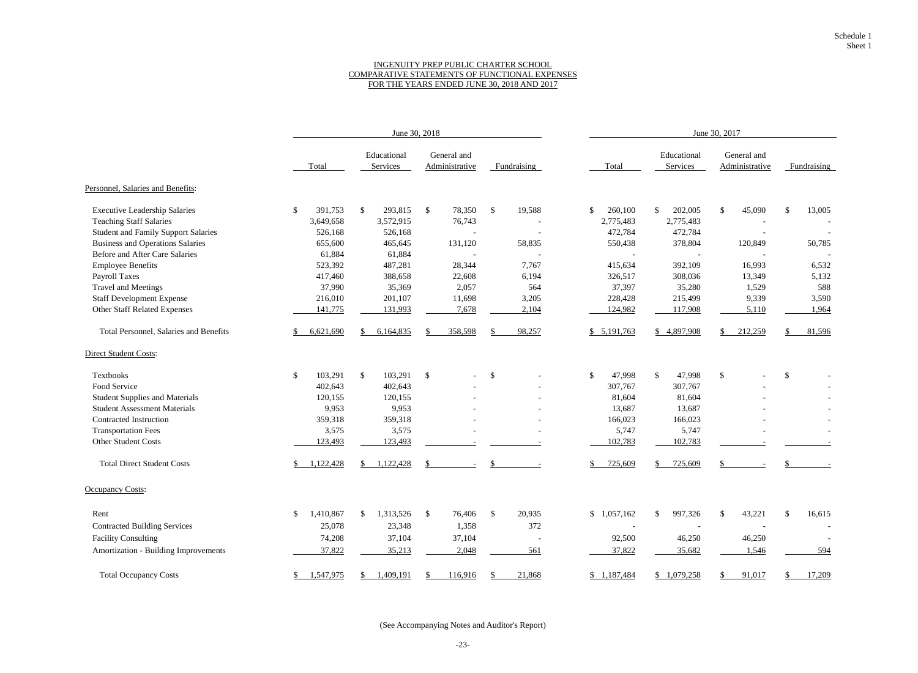Schedule 1
Sheet 1

# INGENUITY PREP PUBLIC CHARTER SCHOOL
## COMPARATIVE STATEMENTS OF FUNCTIONAL EXPENSES
## FOR THE YEARS ENDED JUNE 30, 2018 AND 2017

| | June 30, 2018 | | | | June 30, 2017 | | | |
|---|---|---|---|---|---|---|---|---|
| | Total | Educational Services | General and Administrative | Fundraising | Total | Educational Services | General and Administrative | Fundraising |
| **Personnel, Salaries and Benefits:** | | | | | | | | |
| Executive Leadership Salaries | $ 391,753 | $ 293,815 | $ 78,350 | $ 19,588 | $ 260,100 | $ 202,005 | $ 45,090 | $ 13,005 |
| Teaching Staff Salaries | 3,649,658 | 3,572,915 | 76,743 | - | 2,775,483 | 2,775,483 | - | - |
| Student and Family Support Salaries | 526,168 | 526,168 | - | - | 472,784 | 472,784 | - | - |
| Business and Operations Salaries | 655,600 | 465,645 | 131,120 | 58,835 | 550,438 | 378,804 | 120,849 | 50,785 |
| Before and After Care Salaries | 61,884 | 61,884 | - | - | - | - | - | - |
| Employee Benefits | 523,392 | 487,281 | 28,344 | 7,767 | 415,634 | 392,109 | 16,993 | 6,532 |
| Payroll Taxes | 417,460 | 388,658 | 22,608 | 6,194 | 326,517 | 308,036 | 13,349 | 5,132 |
| Travel and Meetings | 37,990 | 35,369 | 2,057 | 564 | 37,397 | 35,280 | 1,529 | 588 |
| Staff Development Expense | 216,010 | 201,107 | 11,698 | 3,205 | 228,428 | 215,499 | 9,339 | 3,590 |
| Other Staff Related Expenses | 141,775 | 131,993 | 7,678 | 2,104 | 124,982 | 117,908 | 5,110 | 1,964 |
| Total Personnel, Salaries and Benefits | $ 6,621,690 | $ 6,164,835 | $ 358,598 | $ 98,257 | $ 5,191,763 | $ 4,897,908 | $ 212,259 | $ 81,596 |
| **Direct Student Costs:** | | | | | | | | |
| Textbooks | $ 103,291 | $ 103,291 | $ - | $ - | $ 47,998 | $ 47,998 | $ - | $ - |
| Food Service | 402,643 | 402,643 | - | - | 307,767 | 307,767 | - | - |
| Student Supplies and Materials | 120,155 | 120,155 | - | - | 81,604 | 81,604 | - | - |
| Student Assessment Materials | 9,953 | 9,953 | - | - | 13,687 | 13,687 | - | - |
| Contracted Instruction | 359,318 | 359,318 | - | - | 166,023 | 166,023 | - | - |
| Transportation Fees | 3,575 | 3,575 | - | - | 5,747 | 5,747 | - | - |
| Other Student Costs | 123,493 | 123,493 | - | - | 102,783 | 102,783 | - | - |
| Total Direct Student Costs | $ 1,122,428 | $ 1,122,428 | $ - | $ - | $ 725,609 | $ 725,609 | $ - | $ - |
| **Occupancy Costs:** | | | | | | | | |
| Rent | $ 1,410,867 | $ 1,313,526 | $ 76,406 | $ 20,935 | $ 1,057,162 | $ 997,326 | $ 43,221 | $ 16,615 |
| Contracted Building Services | 25,078 | 23,348 | 1,358 | 372 | - | - | - | - |
| Facility Consulting | 74,208 | 37,104 | 37,104 | - | 92,500 | 46,250 | 46,250 | - |
| Amortization - Building Improvements | 37,822 | 35,213 | 2,048 | 561 | 37,822 | 35,682 | 1,546 | 594 |
| Total Occupancy Costs | $ 1,547,975 | $ 1,409,191 | $ 116,916 | $ 21,868 | $ 1,187,484 | $ 1,079,258 | $ 91,017 | $ 17,209 |

(See Accompanying Notes and Auditor's Report)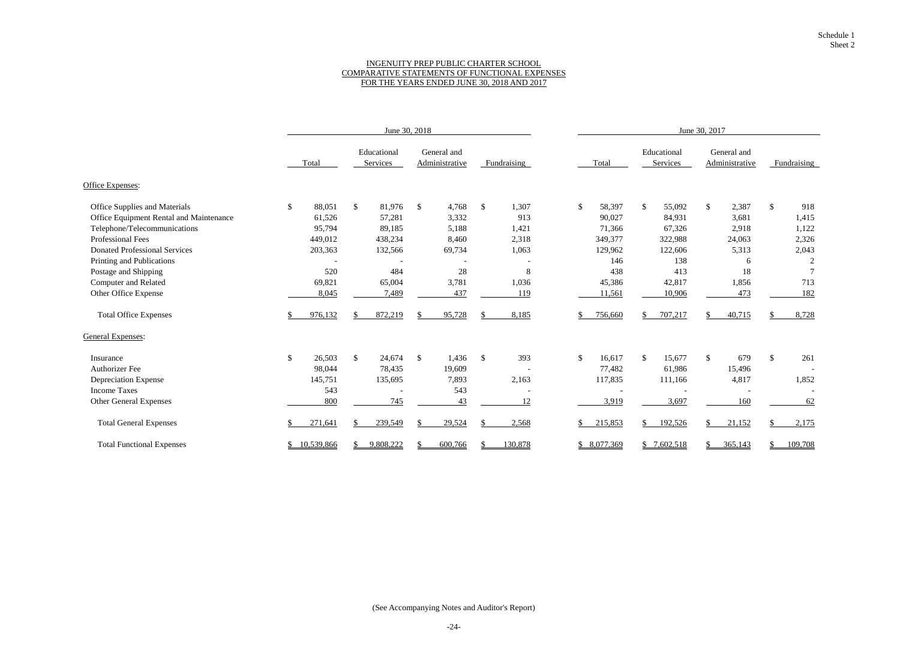Schedule 1
Sheet 2

# INGENUITY PREP PUBLIC CHARTER SCHOOL
## COMPARATIVE STATEMENTS OF FUNCTIONAL EXPENSES
## FOR THE YEARS ENDED JUNE 30, 2018 AND 2017

| | June 30, 2018 | | | | June 30, 2017 | | | |
|---|---|---|---|---|---|---|---|---|
| | Total | Educational Services | General and Administrative | Fundraising | Total | Educational Services | General and Administrative | Fundraising |
| **Office Expenses:** | | | | | | | | |
| Office Supplies and Materials | $ 88,051 | $ 81,976 | $ 4,768 | $ 1,307 | $ 58,397 | $ 55,092 | $ 2,387 | $ 918 |
| Office Equipment Rental and Maintenance | 61,526 | 57,281 | 3,332 | 913 | 90,027 | 84,931 | 3,681 | 1,415 |
| Telephone/Telecommunications | 95,794 | 89,185 | 5,188 | 1,421 | 71,366 | 67,326 | 2,918 | 1,122 |
| Professional Fees | 449,012 | 438,234 | 8,460 | 2,318 | 349,377 | 322,988 | 24,063 | 2,326 |
| Donated Professional Services | 203,363 | 132,566 | 69,734 | 1,063 | 129,962 | 122,606 | 5,313 | 2,043 |
| Printing and Publications | - | - | - | - | 146 | 138 | 6 | 2 |
| Postage and Shipping | 520 | 484 | 28 | 8 | 438 | 413 | 18 | 7 |
| Computer and Related | 69,821 | 65,004 | 3,781 | 1,036 | 45,386 | 42,817 | 1,856 | 713 |
| Other Office Expense | 8,045 | 7,489 | 437 | 119 | 11,561 | 10,906 | 473 | 182 |
| Total Office Expenses | $ 976,132 | $ 872,219 | $ 95,728 | $ 8,185 | $ 756,660 | $ 707,217 | $ 40,715 | $ 8,728 |
| **General Expenses:** | | | | | | | | |
| Insurance | $ 26,503 | $ 24,674 | $ 1,436 | $ 393 | $ 16,617 | $ 15,677 | $ 679 | $ 261 |
| Authorizer Fee | 98,044 | 78,435 | 19,609 | - | 77,482 | 61,986 | 15,496 | - |
| Depreciation Expense | 145,751 | 135,695 | 7,893 | 2,163 | 117,835 | 111,166 | 4,817 | 1,852 |
| Income Taxes | 543 | - | 543 | - | - | - | - | - |
| Other General Expenses | 800 | 745 | 43 | 12 | 3,919 | 3,697 | 160 | 62 |
| Total General Expenses | $ 271,641 | $ 239,549 | $ 29,524 | $ 2,568 | $ 215,853 | $ 192,526 | $ 21,152 | $ 2,175 |
| Total Functional Expenses | $ 10,539,866 | $ 9,808,222 | $ 600,766 | $ 130,878 | $ 8,077,369 | $ 7,602,518 | $ 365,143 | $ 109,708 |

(See Accompanying Notes and Auditor's Report)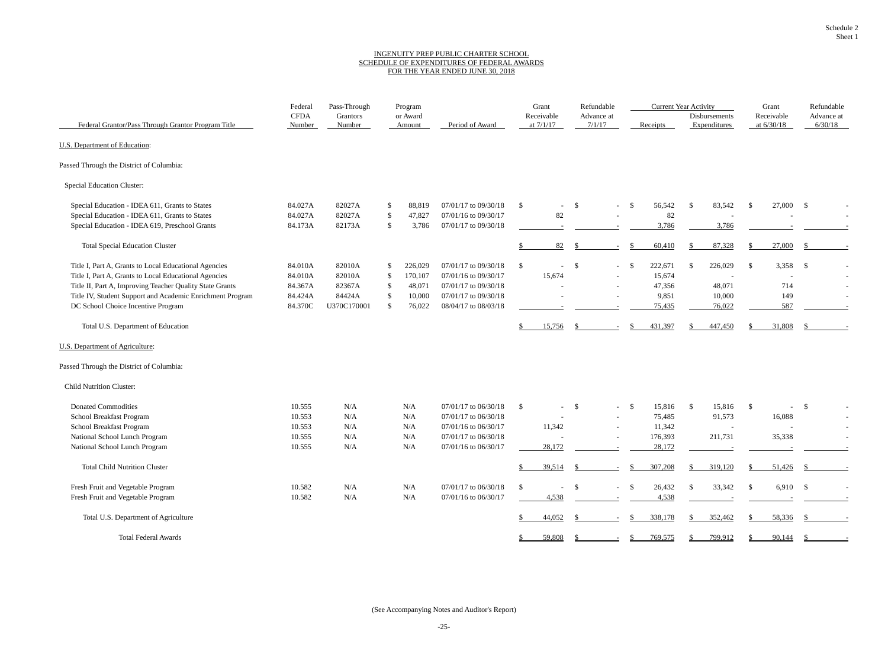Schedule 2
Sheet 1

# INGENUITY PREP PUBLIC CHARTER SCHOOL
## SCHEDULE OF EXPENDITURES OF FEDERAL AWARDS
## FOR THE YEAR ENDED JUNE 30, 2018

| Federal Grantor/Pass Through Grantor Program Title | Federal CFDA Number | Pass-Through Grantors Number | Program or Award Amount | Period of Award | Grant Receivable at 7/1/17 | Refundable Advance at 7/1/17 | Current Year Activity Receipts | Current Year Activity Disbursements Expenditures | Grant Receivable at 6/30/18 | Refundable Advance at 6/30/18 |
|---|---|---|---|---|---|---|---|---|---|---|
| U.S. Department of Education: | | | | | | | | | | |
| Passed Through the District of Columbia: | | | | | | | | | | |
| Special Education Cluster: | | | | | | | | | | |
| Special Education - IDEA 611, Grants to States | 84.027A | 82027A | $ 88,819 | 07/01/17 to 09/30/18 | $ - | $ - | $ 56,542 | $ 83,542 | $ 27,000 | $ - |
| Special Education - IDEA 611, Grants to States | 84.027A | 82027A | $ 47,827 | 07/01/16 to 09/30/17 | 82 | - | 82 | - | - | - |
| Special Education - IDEA 619, Preschool Grants | 84.173A | 82173A | $ 3,786 | 07/01/17 to 09/30/18 | - | - | 3,786 | 3,786 | - | - |
| Total Special Education Cluster | | | | | $ 82 | $ - | $ 60,410 | $ 87,328 | $ 27,000 | $ - |
| Title I, Part A, Grants to Local Educational Agencies | 84.010A | 82010A | $ 226,029 | 07/01/17 to 09/30/18 | $ - | $ - | $ 222,671 | $ 226,029 | $ 3,358 | $ - |
| Title I, Part A, Grants to Local Educational Agencies | 84.010A | 82010A | $ 170,107 | 07/01/16 to 09/30/17 | 15,674 | - | 15,674 | - | - | - |
| Title II, Part A, Improving Teacher Quality State Grants | 84.367A | 82367A | $ 48,071 | 07/01/17 to 09/30/18 | - | - | 47,356 | 48,071 | 714 | - |
| Title IV, Student Support and Academic Enrichment Program | 84.424A | 84424A | $ 10,000 | 07/01/17 to 09/30/18 | - | - | 9,851 | 10,000 | 149 | - |
| DC School Choice Incentive Program | 84.370C | U370C170001 | $ 76,022 | 08/04/17 to 08/03/18 | - | - | 75,435 | 76,022 | 587 | - |
| Total U.S. Department of Education | | | | | $ 15,756 | $ - | $ 431,397 | $ 447,450 | $ 31,808 | $ - |
| U.S. Department of Agriculture: | | | | | | | | | | |
| Passed Through the District of Columbia: | | | | | | | | | | |
| Child Nutrition Cluster: | | | | | | | | | | |
| Donated Commodities | 10.555 | N/A | N/A | 07/01/17 to 06/30/18 | $ - | $ - | $ 15,816 | $ 15,816 | $ - | $ - |
| School Breakfast Program | 10.553 | N/A | N/A | 07/01/17 to 06/30/18 | - | - | 75,485 | 91,573 | 16,088 | - |
| School Breakfast Program | 10.553 | N/A | N/A | 07/01/16 to 06/30/17 | 11,342 | - | 11,342 | - | - | - |
| National School Lunch Program | 10.555 | N/A | N/A | 07/01/17 to 06/30/18 | - | - | 176,393 | 211,731 | 35,338 | - |
| National School Lunch Program | 10.555 | N/A | N/A | 07/01/16 to 06/30/17 | 28,172 | - | 28,172 | - | - | - |
| Total Child Nutrition Cluster | | | | | $ 39,514 | $ - | $ 307,208 | $ 319,120 | $ 51,426 | $ - |
| Fresh Fruit and Vegetable Program | 10.582 | N/A | N/A | 07/01/17 to 06/30/18 | $ - | $ - | $ 26,432 | $ 33,342 | $ 6,910 | $ - |
| Fresh Fruit and Vegetable Program | 10.582 | N/A | N/A | 07/01/16 to 06/30/17 | 4,538 | - | 4,538 | - | - | - |
| Total U.S. Department of Agriculture | | | | | $ 44,052 | $ - | $ 338,178 | $ 352,462 | $ 58,336 | $ - |
| Total Federal Awards | | | | | $ 59,808 | $ - | $ 769,575 | $ 799,912 | $ 90,144 | $ - |

(See Accompanying Notes and Auditor's Report)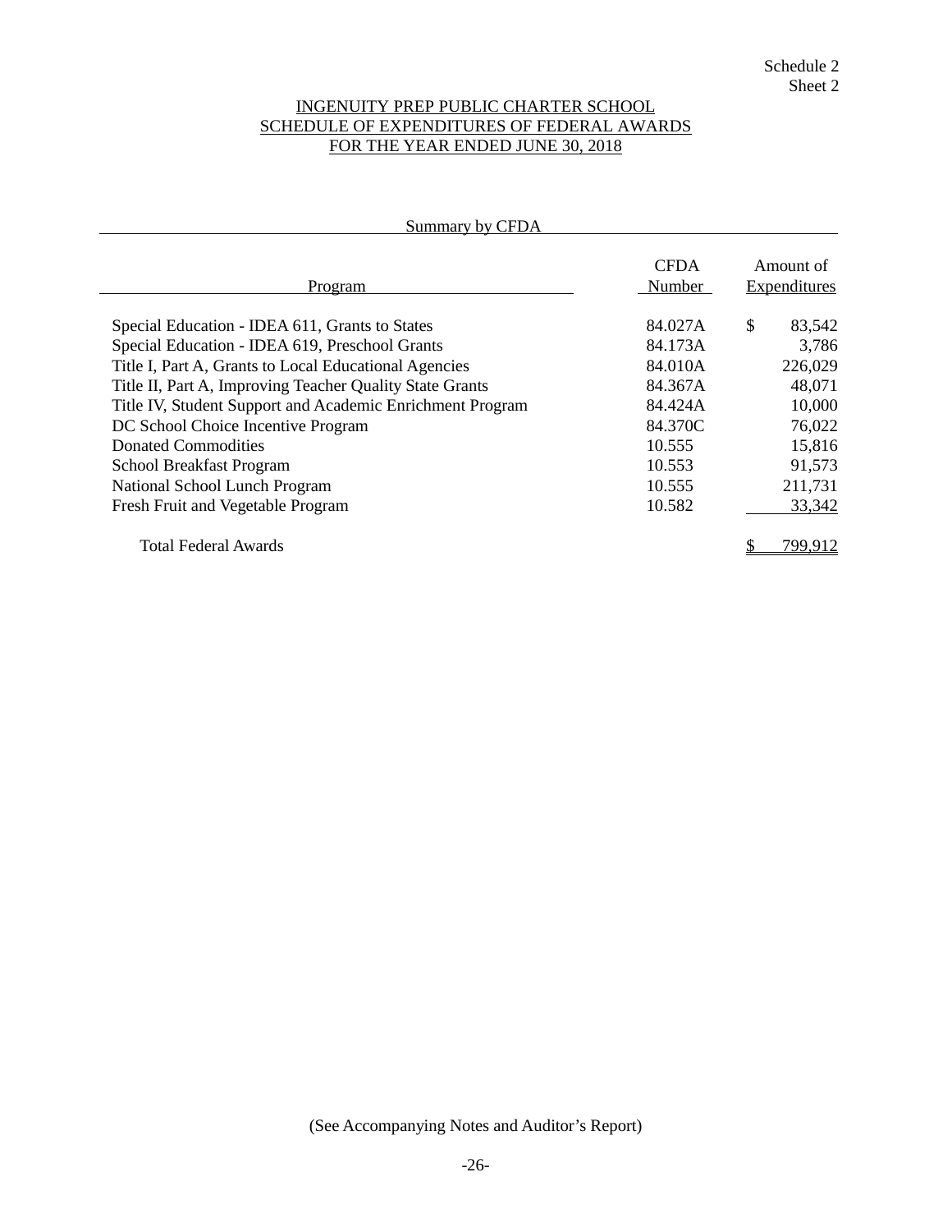Schedule 2
Sheet 2

# INGENUITY PREP PUBLIC CHARTER SCHOOL
## SCHEDULE OF EXPENDITURES OF FEDERAL AWARDS
### FOR THE YEAR ENDED JUNE 30, 2018

Summary by CFDA

| Program | CFDA Number | Amount of Expenditures |
|---|---|---|
| Special Education - IDEA 611, Grants to States | 84.027A | $ 83,542 |
| Special Education - IDEA 619, Preschool Grants | 84.173A | 3,786 |
| Title I, Part A, Grants to Local Educational Agencies | 84.010A | 226,029 |
| Title II, Part A, Improving Teacher Quality State Grants | 84.367A | 48,071 |
| Title IV, Student Support and Academic Enrichment Program | 84.424A | 10,000 |
| DC School Choice Incentive Program | 84.370C | 76,022 |
| Donated Commodities | 10.555 | 15,816 |
| School Breakfast Program | 10.553 | 91,573 |
| National School Lunch Program | 10.555 | 211,731 |
| Fresh Fruit and Vegetable Program | 10.582 | 33,342 |
| Total Federal Awards | | $ 799,912 |

(See Accompanying Notes and Auditor's Report)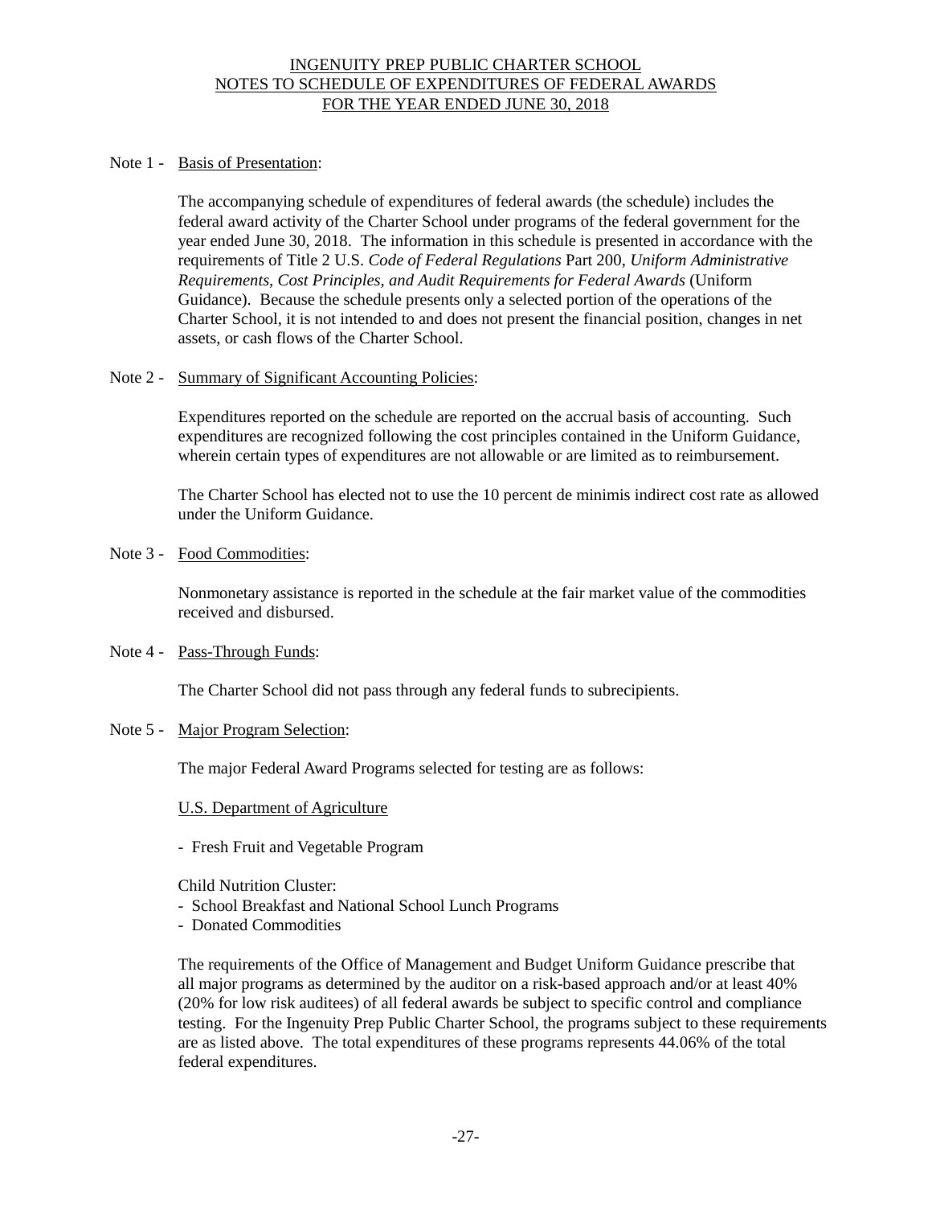# INGENUITY PREP PUBLIC CHARTER SCHOOL
## NOTES TO SCHEDULE OF EXPENDITURES OF FEDERAL AWARDS
## FOR THE YEAR ENDED JUNE 30, 2018

Note 1 - Basis of Presentation:

The accompanying schedule of expenditures of federal awards (the schedule) includes the federal award activity of the Charter School under programs of the federal government for the year ended June 30, 2018. The information in this schedule is presented in accordance with the requirements of Title 2 U.S. *Code of Federal Regulations* Part 200, *Uniform Administrative Requirements, Cost Principles, and Audit Requirements for Federal Awards* (Uniform Guidance). Because the schedule presents only a selected portion of the operations of the Charter School, it is not intended to and does not present the financial position, changes in net assets, or cash flows of the Charter School.

Note 2 - Summary of Significant Accounting Policies:

Expenditures reported on the schedule are reported on the accrual basis of accounting. Such expenditures are recognized following the cost principles contained in the Uniform Guidance, wherein certain types of expenditures are not allowable or are limited as to reimbursement.

The Charter School has elected not to use the 10 percent de minimis indirect cost rate as allowed under the Uniform Guidance.

Note 3 - Food Commodities:

Nonmonetary assistance is reported in the schedule at the fair market value of the commodities received and disbursed.

Note 4 - Pass-Through Funds:

The Charter School did not pass through any federal funds to subrecipients.

Note 5 - Major Program Selection:

The major Federal Award Programs selected for testing are as follows:

U.S. Department of Agriculture

- Fresh Fruit and Vegetable Program

Child Nutrition Cluster:
- School Breakfast and National School Lunch Programs
- Donated Commodities

The requirements of the Office of Management and Budget Uniform Guidance prescribe that all major programs as determined by the auditor on a risk-based approach and/or at least 40% (20% for low risk auditees) of all federal awards be subject to specific control and compliance testing. For the Ingenuity Prep Public Charter School, the programs subject to these requirements are as listed above. The total expenditures of these programs represents 44.06% of the total federal expenditures.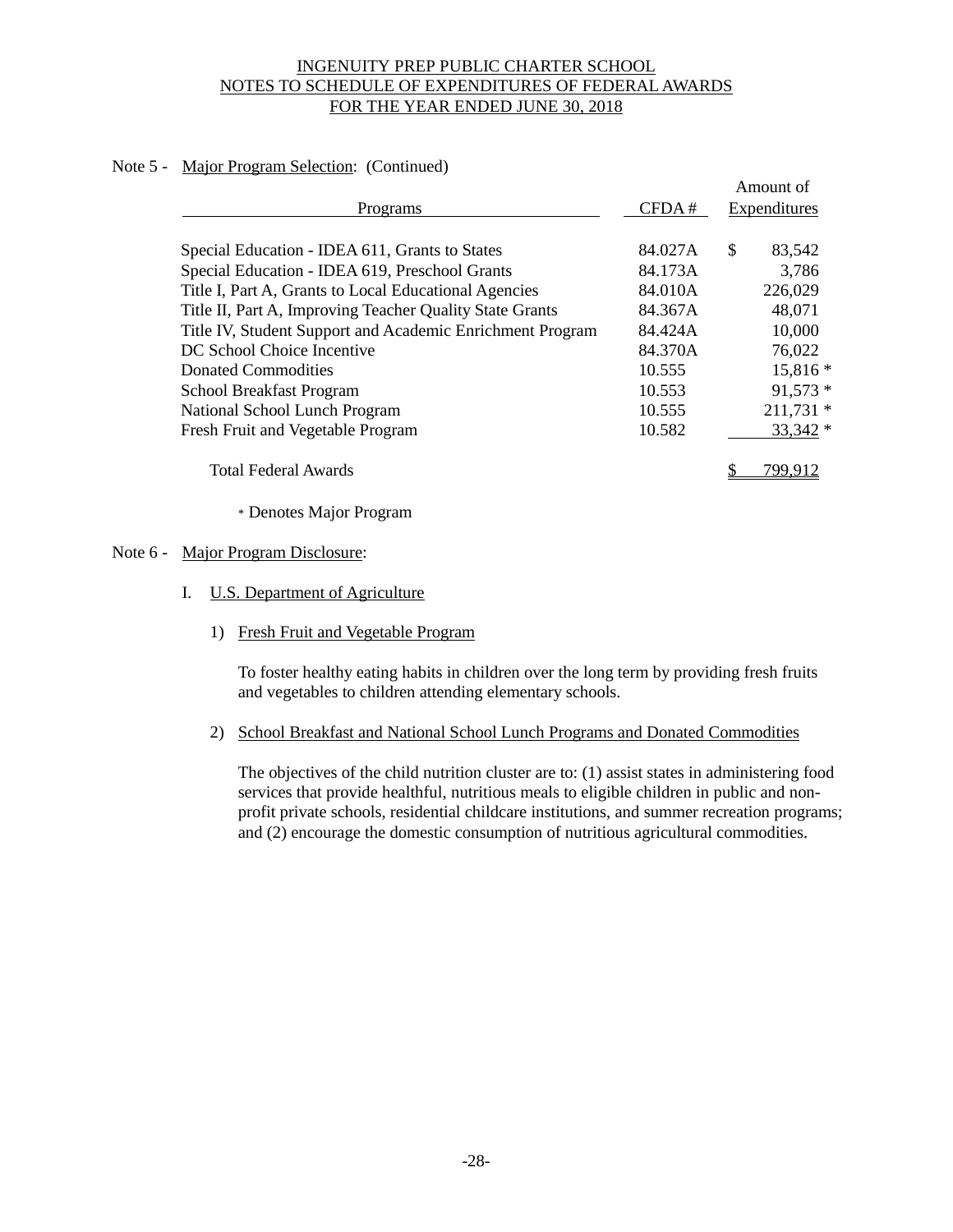# INGENUITY PREP PUBLIC CHARTER SCHOOL
## NOTES TO SCHEDULE OF EXPENDITURES OF FEDERAL AWARDS
## FOR THE YEAR ENDED JUNE 30, 2018

Note 5 - Major Program Selection: (Continued)

| Programs | CFDA # | Amount of Expenditures |
|---|---|---|
| Special Education - IDEA 611, Grants to States | 84.027A | $ 83,542 |
| Special Education - IDEA 619, Preschool Grants | 84.173A | 3,786 |
| Title I, Part A, Grants to Local Educational Agencies | 84.010A | 226,029 |
| Title II, Part A, Improving Teacher Quality State Grants | 84.367A | 48,071 |
| Title IV, Student Support and Academic Enrichment Program | 84.424A | 10,000 |
| DC School Choice Incentive | 84.370A | 76,022 |
| Donated Commodities | 10.555 | 15,816 * |
| School Breakfast Program | 10.553 | 91,573 * |
| National School Lunch Program | 10.555 | 211,731 * |
| Fresh Fruit and Vegetable Program | 10.582 | 33,342 * |
| Total Federal Awards | | $ 799,912 |

\* Denotes Major Program

Note 6 - Major Program Disclosure:

I. U.S. Department of Agriculture

1) Fresh Fruit and Vegetable Program

To foster healthy eating habits in children over the long term by providing fresh fruits and vegetables to children attending elementary schools.

2) School Breakfast and National School Lunch Programs and Donated Commodities

The objectives of the child nutrition cluster are to: (1) assist states in administering food services that provide healthful, nutritious meals to eligible children in public and non-profit private schools, residential childcare institutions, and summer recreation programs; and (2) encourage the domestic consumption of nutritious agricultural commodities.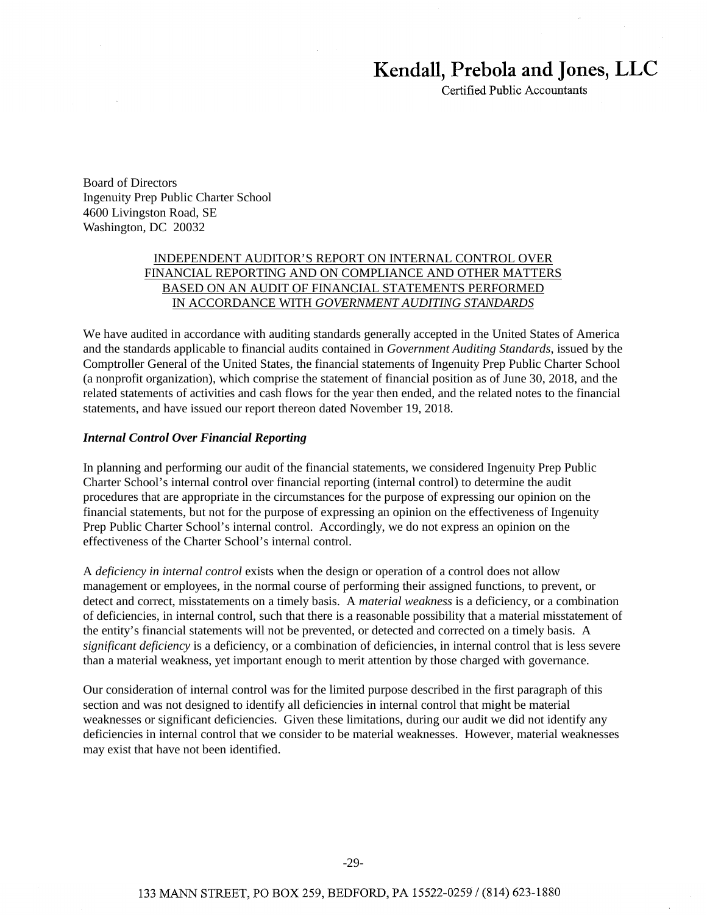Kendall, Prebola and Jones, LLC

Certified Public Accountants

Board of Directors
Ingenuity Prep Public Charter School
4600 Livingston Road, SE
Washington, DC 20032

## INDEPENDENT AUDITOR'S REPORT ON INTERNAL CONTROL OVER FINANCIAL REPORTING AND ON COMPLIANCE AND OTHER MATTERS BASED ON AN AUDIT OF FINANCIAL STATEMENTS PERFORMED IN ACCORDANCE WITH *GOVERNMENT AUDITING STANDARDS*

We have audited in accordance with auditing standards generally accepted in the United States of America and the standards applicable to financial audits contained in *Government Auditing Standards*, issued by the Comptroller General of the United States, the financial statements of Ingenuity Prep Public Charter School (a nonprofit organization), which comprise the statement of financial position as of June 30, 2018, and the related statements of activities and cash flows for the year then ended, and the related notes to the financial statements, and have issued our report thereon dated November 19, 2018.

### *Internal Control Over Financial Reporting*

In planning and performing our audit of the financial statements, we considered Ingenuity Prep Public Charter School's internal control over financial reporting (internal control) to determine the audit procedures that are appropriate in the circumstances for the purpose of expressing our opinion on the financial statements, but not for the purpose of expressing an opinion on the effectiveness of Ingenuity Prep Public Charter School's internal control. Accordingly, we do not express an opinion on the effectiveness of the Charter School's internal control.

A *deficiency in internal control* exists when the design or operation of a control does not allow management or employees, in the normal course of performing their assigned functions, to prevent, or detect and correct, misstatements on a timely basis. A *material weakness* is a deficiency, or a combination of deficiencies, in internal control, such that there is a reasonable possibility that a material misstatement of the entity's financial statements will not be prevented, or detected and corrected on a timely basis. A *significant deficiency* is a deficiency, or a combination of deficiencies, in internal control that is less severe than a material weakness, yet important enough to merit attention by those charged with governance.

Our consideration of internal control was for the limited purpose described in the first paragraph of this section and was not designed to identify all deficiencies in internal control that might be material weaknesses or significant deficiencies. Given these limitations, during our audit we did not identify any deficiencies in internal control that we consider to be material weaknesses. However, material weaknesses may exist that have not been identified.

133 MANN STREET, PO BOX 259, BEDFORD, PA 15522-0259 / (814) 623-1880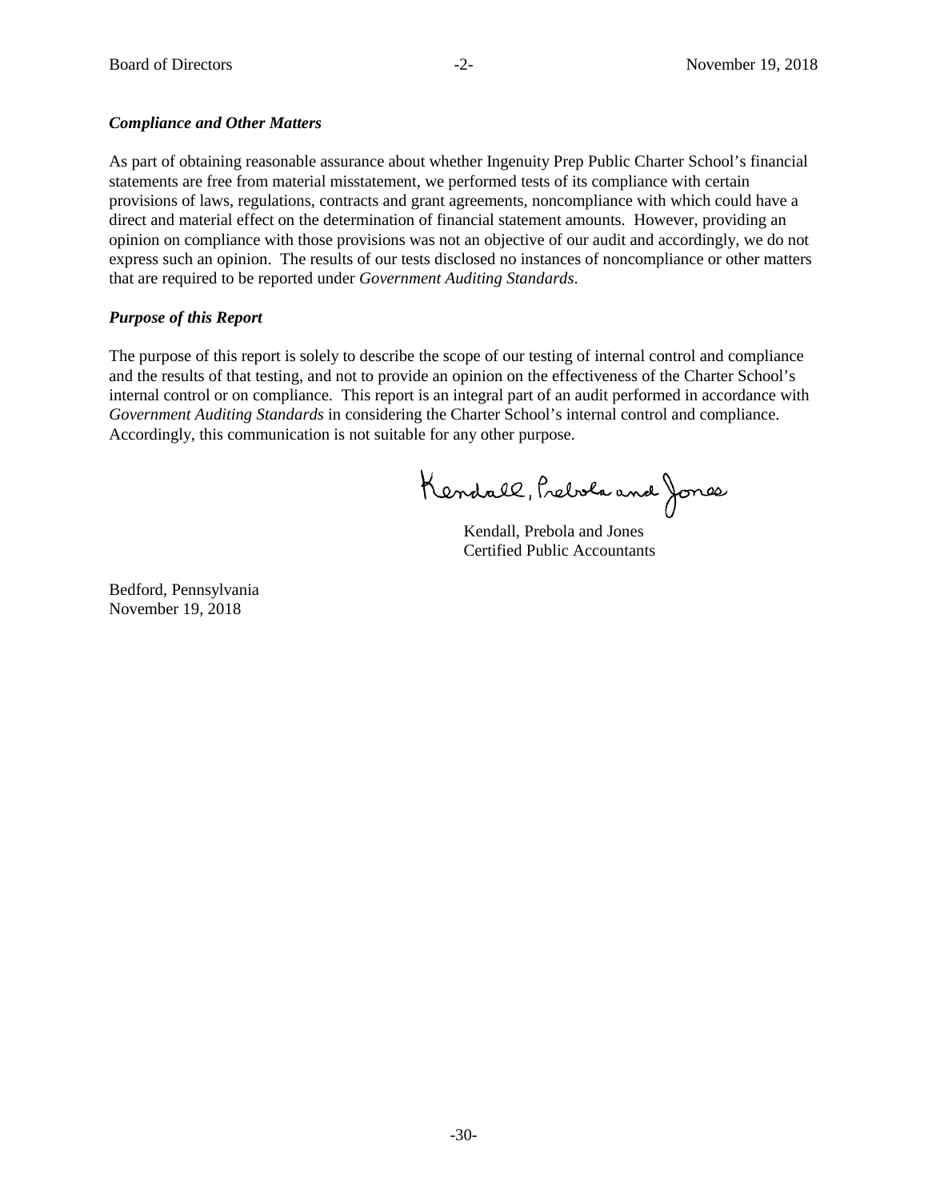### *Compliance and Other Matters*

As part of obtaining reasonable assurance about whether Ingenuity Prep Public Charter School's financial statements are free from material misstatement, we performed tests of its compliance with certain provisions of laws, regulations, contracts and grant agreements, noncompliance with which could have a direct and material effect on the determination of financial statement amounts. However, providing an opinion on compliance with those provisions was not an objective of our audit and accordingly, we do not express such an opinion. The results of our tests disclosed no instances of noncompliance or other matters that are required to be reported under *Government Auditing Standards*.

### *Purpose of this Report*

The purpose of this report is solely to describe the scope of our testing of internal control and compliance and the results of that testing, and not to provide an opinion on the effectiveness of the Charter School's internal control or on compliance. This report is an integral part of an audit performed in accordance with *Government Auditing Standards* in considering the Charter School's internal control and compliance. Accordingly, this communication is not suitable for any other purpose.

Kendall, Prebola and Jones

Kendall, Prebola and Jones
Certified Public Accountants

Bedford, Pennsylvania
November 19, 2018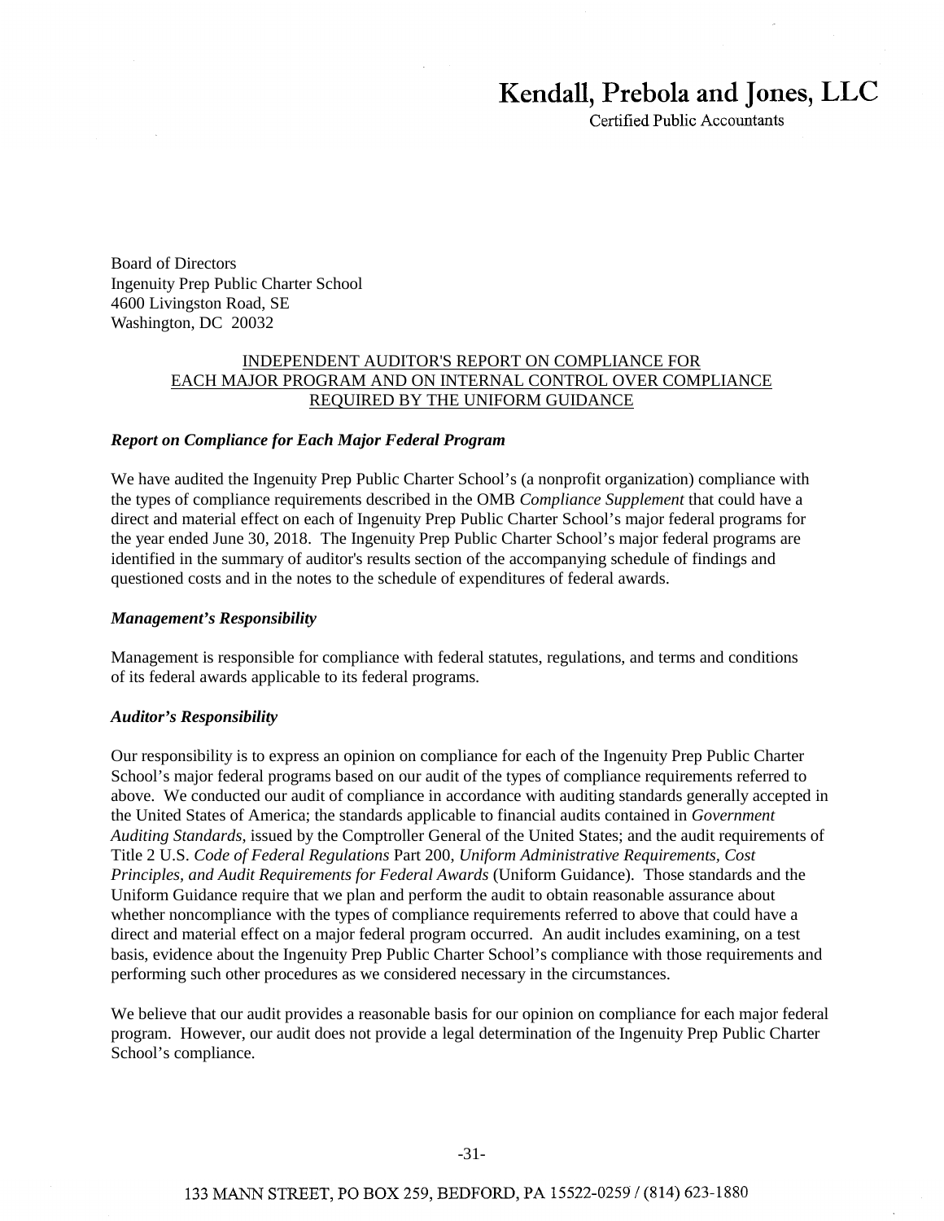# Kendall, Prebola and Jones, LLC

Certified Public Accountants

Board of Directors
Ingenuity Prep Public Charter School
4600 Livingston Road, SE
Washington, DC 20032

## INDEPENDENT AUDITOR'S REPORT ON COMPLIANCE FOR EACH MAJOR PROGRAM AND ON INTERNAL CONTROL OVER COMPLIANCE REQUIRED BY THE UNIFORM GUIDANCE

### *Report on Compliance for Each Major Federal Program*

We have audited the Ingenuity Prep Public Charter School's (a nonprofit organization) compliance with the types of compliance requirements described in the OMB *Compliance Supplement* that could have a direct and material effect on each of Ingenuity Prep Public Charter School's major federal programs for the year ended June 30, 2018. The Ingenuity Prep Public Charter School's major federal programs are identified in the summary of auditor's results section of the accompanying schedule of findings and questioned costs and in the notes to the schedule of expenditures of federal awards.

### *Management's Responsibility*

Management is responsible for compliance with federal statutes, regulations, and terms and conditions of its federal awards applicable to its federal programs.

### *Auditor's Responsibility*

Our responsibility is to express an opinion on compliance for each of the Ingenuity Prep Public Charter School's major federal programs based on our audit of the types of compliance requirements referred to above. We conducted our audit of compliance in accordance with auditing standards generally accepted in the United States of America; the standards applicable to financial audits contained in *Government Auditing Standards*, issued by the Comptroller General of the United States; and the audit requirements of Title 2 U.S. *Code of Federal Regulations* Part 200, *Uniform Administrative Requirements, Cost Principles, and Audit Requirements for Federal Awards* (Uniform Guidance). Those standards and the Uniform Guidance require that we plan and perform the audit to obtain reasonable assurance about whether noncompliance with the types of compliance requirements referred to above that could have a direct and material effect on a major federal program occurred. An audit includes examining, on a test basis, evidence about the Ingenuity Prep Public Charter School's compliance with those requirements and performing such other procedures as we considered necessary in the circumstances.

We believe that our audit provides a reasonable basis for our opinion on compliance for each major federal program. However, our audit does not provide a legal determination of the Ingenuity Prep Public Charter School's compliance.

133 MANN STREET, PO BOX 259, BEDFORD, PA 15522-0259 / (814) 623-1880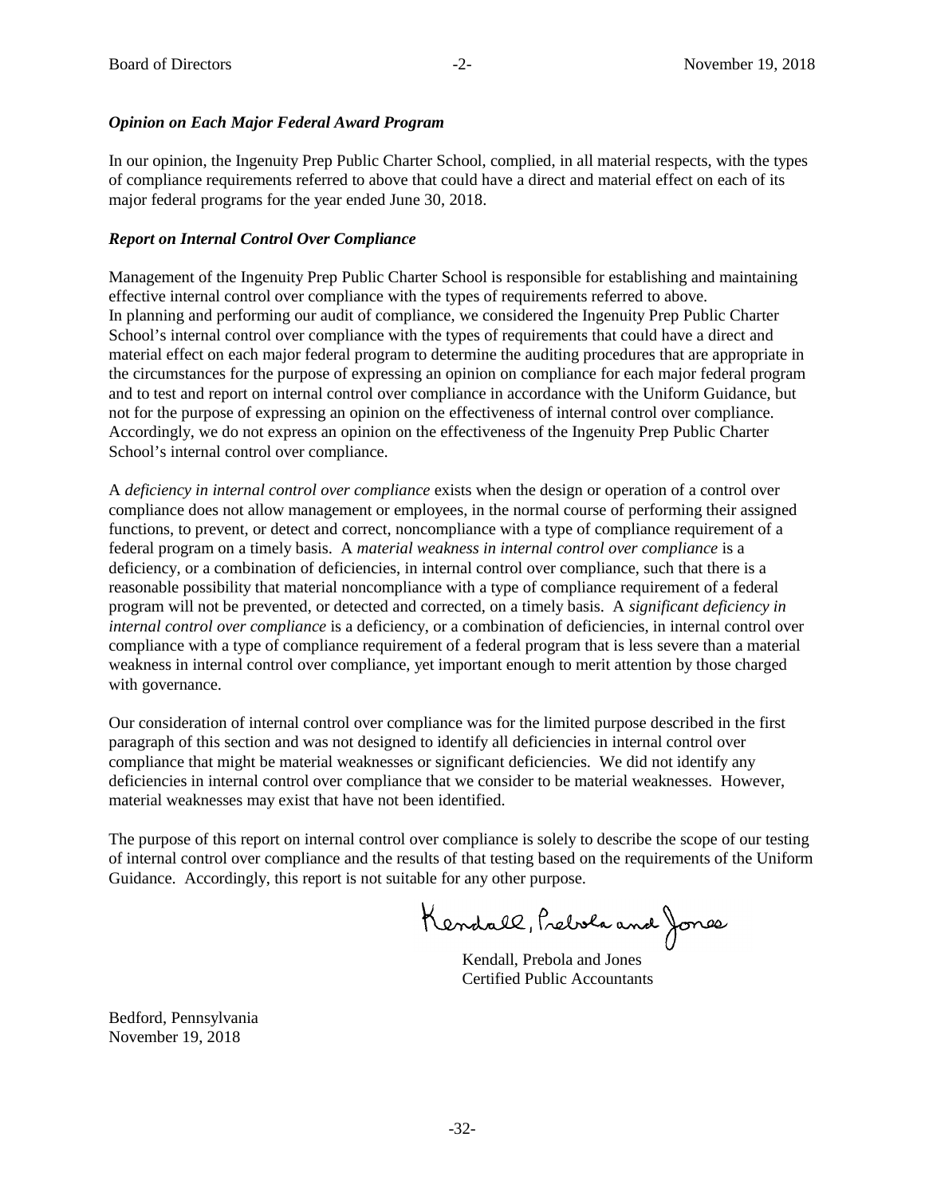### *Opinion on Each Major Federal Award Program*

In our opinion, the Ingenuity Prep Public Charter School, complied, in all material respects, with the types of compliance requirements referred to above that could have a direct and material effect on each of its major federal programs for the year ended June 30, 2018.

### *Report on Internal Control Over Compliance*

Management of the Ingenuity Prep Public Charter School is responsible for establishing and maintaining effective internal control over compliance with the types of requirements referred to above. In planning and performing our audit of compliance, we considered the Ingenuity Prep Public Charter School's internal control over compliance with the types of requirements that could have a direct and material effect on each major federal program to determine the auditing procedures that are appropriate in the circumstances for the purpose of expressing an opinion on compliance for each major federal program and to test and report on internal control over compliance in accordance with the Uniform Guidance, but not for the purpose of expressing an opinion on the effectiveness of internal control over compliance. Accordingly, we do not express an opinion on the effectiveness of the Ingenuity Prep Public Charter School's internal control over compliance.

A *deficiency in internal control over compliance* exists when the design or operation of a control over compliance does not allow management or employees, in the normal course of performing their assigned functions, to prevent, or detect and correct, noncompliance with a type of compliance requirement of a federal program on a timely basis. A *material weakness in internal control over compliance* is a deficiency, or a combination of deficiencies, in internal control over compliance, such that there is a reasonable possibility that material noncompliance with a type of compliance requirement of a federal program will not be prevented, or detected and corrected, on a timely basis. A *significant deficiency in internal control over compliance* is a deficiency, or a combination of deficiencies, in internal control over compliance with a type of compliance requirement of a federal program that is less severe than a material weakness in internal control over compliance, yet important enough to merit attention by those charged with governance.

Our consideration of internal control over compliance was for the limited purpose described in the first paragraph of this section and was not designed to identify all deficiencies in internal control over compliance that might be material weaknesses or significant deficiencies. We did not identify any deficiencies in internal control over compliance that we consider to be material weaknesses. However, material weaknesses may exist that have not been identified.

The purpose of this report on internal control over compliance is solely to describe the scope of our testing of internal control over compliance and the results of that testing based on the requirements of the Uniform Guidance. Accordingly, this report is not suitable for any other purpose.

Kendall, Prebola and Jones

Kendall, Prebola and Jones
Certified Public Accountants

Bedford, Pennsylvania
November 19, 2018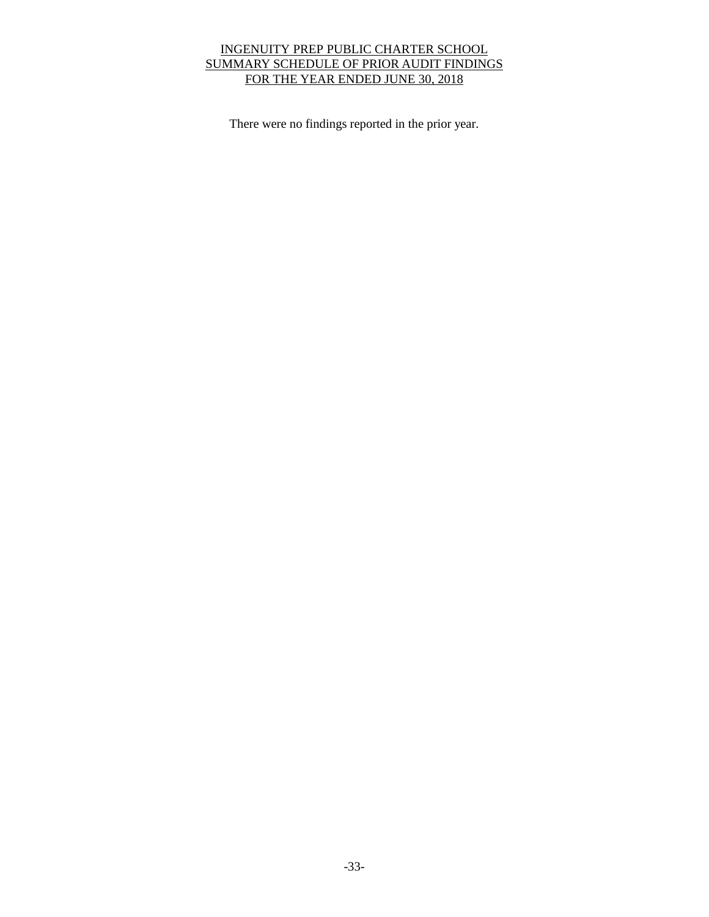# INGENUITY PREP PUBLIC CHARTER SCHOOL
## SUMMARY SCHEDULE OF PRIOR AUDIT FINDINGS
## FOR THE YEAR ENDED JUNE 30, 2018

There were no findings reported in the prior year.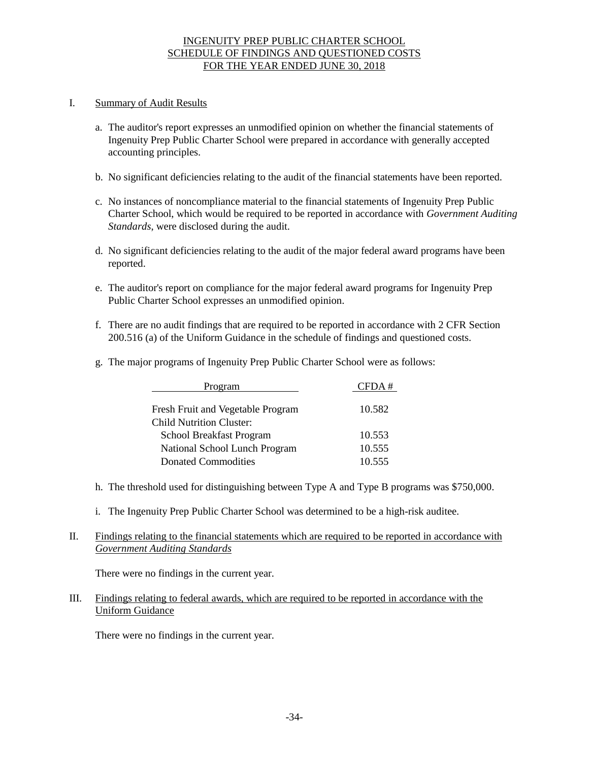# INGENUITY PREP PUBLIC CHARTER SCHOOL
# SCHEDULE OF FINDINGS AND QUESTIONED COSTS
# FOR THE YEAR ENDED JUNE 30, 2018

I. Summary of Audit Results

a. The auditor's report expresses an unmodified opinion on whether the financial statements of Ingenuity Prep Public Charter School were prepared in accordance with generally accepted accounting principles.

b. No significant deficiencies relating to the audit of the financial statements have been reported.

c. No instances of noncompliance material to the financial statements of Ingenuity Prep Public Charter School, which would be required to be reported in accordance with *Government Auditing Standards*, were disclosed during the audit.

d. No significant deficiencies relating to the audit of the major federal award programs have been reported.

e. The auditor's report on compliance for the major federal award programs for Ingenuity Prep Public Charter School expresses an unmodified opinion.

f. There are no audit findings that are required to be reported in accordance with 2 CFR Section 200.516 (a) of the Uniform Guidance in the schedule of findings and questioned costs.

g. The major programs of Ingenuity Prep Public Charter School were as follows:

| Program | CFDA # |
|---|---|
| Fresh Fruit and Vegetable Program | 10.582 |
| Child Nutrition Cluster: | |
| School Breakfast Program | 10.553 |
| National School Lunch Program | 10.555 |
| Donated Commodities | 10.555 |

h. The threshold used for distinguishing between Type A and Type B programs was $750,000.

i. The Ingenuity Prep Public Charter School was determined to be a high-risk auditee.

II. Findings relating to the financial statements which are required to be reported in accordance with *Government Auditing Standards*

There were no findings in the current year.

III. Findings relating to federal awards, which are required to be reported in accordance with the Uniform Guidance

There were no findings in the current year.